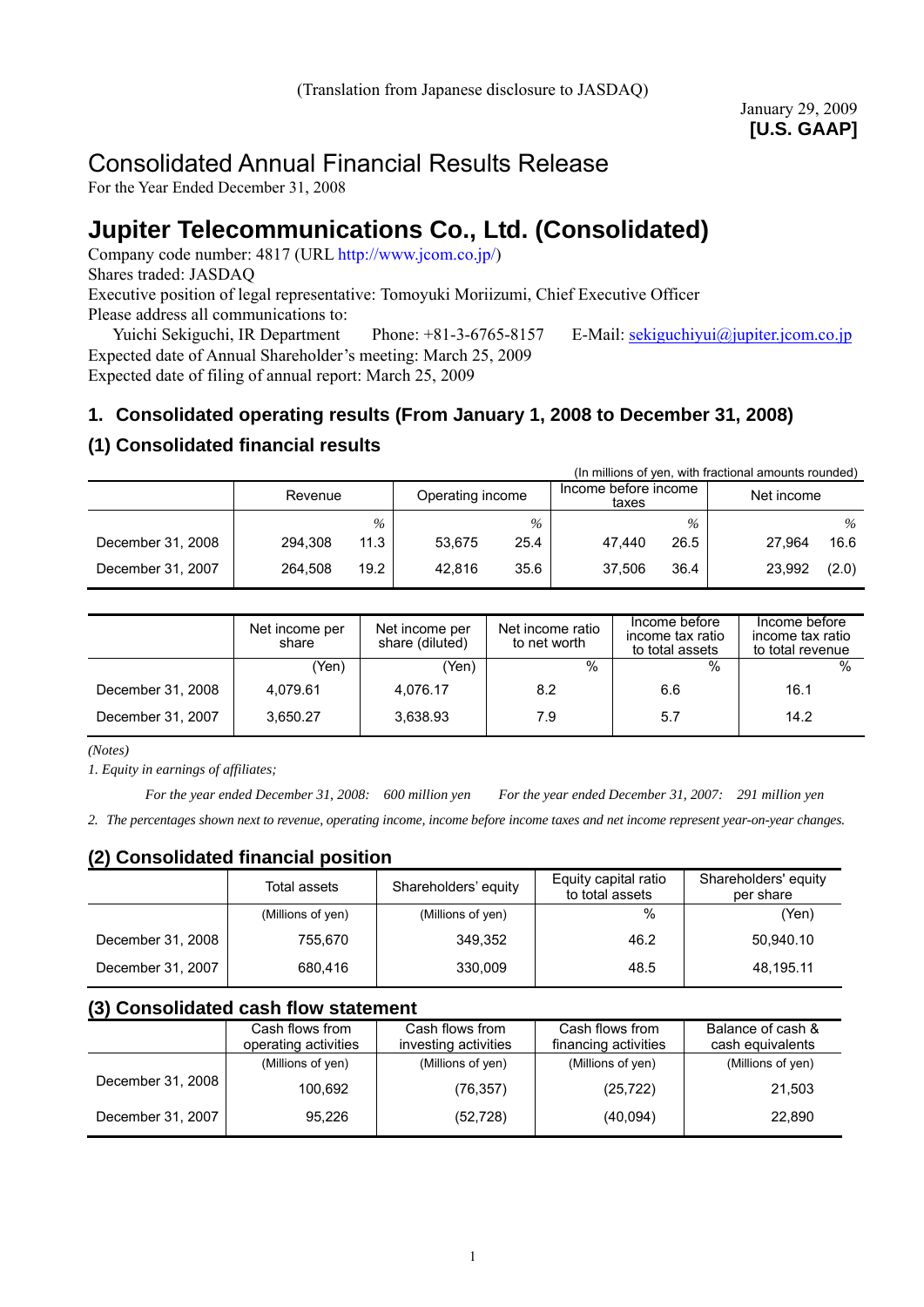(Translation from Japanese disclosure to JASDAQ)

January 29, 2009
**[U.S. GAAP]**

# Consolidated Annual Financial Results Release

For the Year Ended December 31, 2008

# Jupiter Telecommunications Co., Ltd. (Consolidated)

Company code number: 4817 (URL http://www.jcom.co.jp/)
Shares traded: JASDAQ
Executive position of legal representative: Tomoyuki Moriizumi, Chief Executive Officer
Please address all communications to:
Yuichi Sekiguchi, IR Department Phone: +81-3-6765-8157 E-Mail: sekiguchiyui@jupiter.jcom.co.jp
Expected date of Annual Shareholder's meeting: March 25, 2009
Expected date of filing of annual report: March 25, 2009

## 1. Consolidated operating results (From January 1, 2008 to December 31, 2008)

### (1) Consolidated financial results

(In millions of yen, with fractional amounts rounded)

| | Revenue | | Operating income | | Income before income taxes | | Net income | |
|---|---|---|---|---|---|---|---|---|
| | | % | | % | | % | | % |
| December 31, 2008 | 294,308 | 11.3 | 53,675 | 25.4 | 47,440 | 26.5 | 27,964 | 16.6 |
| December 31, 2007 | 264,508 | 19.2 | 42,816 | 35.6 | 37,506 | 36.4 | 23,992 | (2.0) |

| | Net income per share | Net income per share (diluted) | Net income ratio to net worth | Income before income tax ratio to total assets | Income before income tax ratio to total revenue |
|---|---|---|---|---|---|
| | (Yen) | (Yen) | % | % | % |
| December 31, 2008 | 4,079.61 | 4,076.17 | 8.2 | 6.6 | 16.1 |
| December 31, 2007 | 3,650.27 | 3,638.93 | 7.9 | 5.7 | 14.2 |

*(Notes)*

*1. Equity in earnings of affiliates;*

*For the year ended December 31, 2008: 600 million yen For the year ended December 31, 2007: 291 million yen*

*2. The percentages shown next to revenue, operating income, income before income taxes and net income represent year-on-year changes.*

### (2) Consolidated financial position

| | Total assets | Shareholders' equity | Equity capital ratio to total assets | Shareholders' equity per share |
|---|---|---|---|---|
| | (Millions of yen) | (Millions of yen) | % | (Yen) |
| December 31, 2008 | 755,670 | 349,352 | 46.2 | 50,940.10 |
| December 31, 2007 | 680,416 | 330,009 | 48.5 | 48,195.11 |

### (3) Consolidated cash flow statement

| | Cash flows from operating activities | Cash flows from investing activities | Cash flows from financing activities | Balance of cash & cash equivalents |
|---|---|---|---|---|
| | (Millions of yen) | (Millions of yen) | (Millions of yen) | (Millions of yen) |
| December 31, 2008 | 100,692 | (76,357) | (25,722) | 21,503 |
| December 31, 2007 | 95,226 | (52,728) | (40,094) | 22,890 |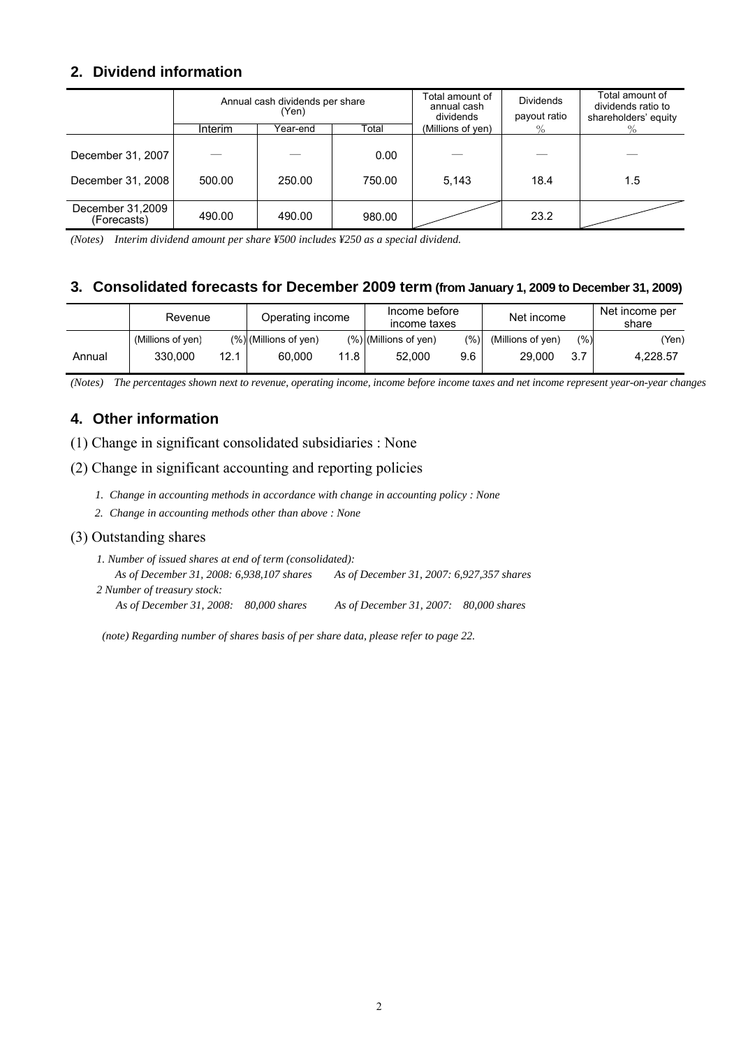## 2. Dividend information

| | Annual cash dividends per share (Yen) | | | Total amount of annual cash dividends | Dividends payout ratio | Total amount of dividends ratio to shareholders' equity |
|---|---|---|---|---|---|---|
| | Interim | Year-end | Total | (Millions of yen) | % | % |
| December 31, 2007 | — | — | 0.00 | — | — | — |
| December 31, 2008 | 500.00 | 250.00 | 750.00 | 5,143 | 18.4 | 1.5 |
| December 31,2009 (Forecasts) | 490.00 | 490.00 | 980.00 | | 23.2 | |

*(Notes) Interim dividend amount per share ¥500 includes ¥250 as a special dividend.*

## 3. Consolidated forecasts for December 2009 term (from January 1, 2009 to December 31, 2009)

| | Revenue | | Operating income | | Income before income taxes | | Net income | | Net income per share |
|---|---|---|---|---|---|---|---|---|---|
| | (Millions of yen) | (%) | (Millions of yen) | (%) | (Millions of yen) | (%) | (Millions of yen) | (%) | (Yen) |
| Annual | 330,000 | 12.1 | 60,000 | 11.8 | 52,000 | 9.6 | 29,000 | 3.7 | 4,228.57 |

*(Notes) The percentages shown next to revenue, operating income, income before income taxes and net income represent year-on-year changes*

## 4. Other information

(1) Change in significant consolidated subsidiaries : None

(2) Change in significant accounting and reporting policies

1. *Change in accounting methods in accordance with change in accounting policy : None*
2. *Change in accounting methods other than above : None*

(3) Outstanding shares

*1. Number of issued shares at end of term (consolidated):*
*As of December 31, 2008: 6,938,107 shares As of December 31, 2007: 6,927,357 shares*

*2 Number of treasury stock:*
*As of December 31, 2008: 80,000 shares As of December 31, 2007: 80,000 shares*

*(note) Regarding number of shares basis of per share data, please refer to page 22.*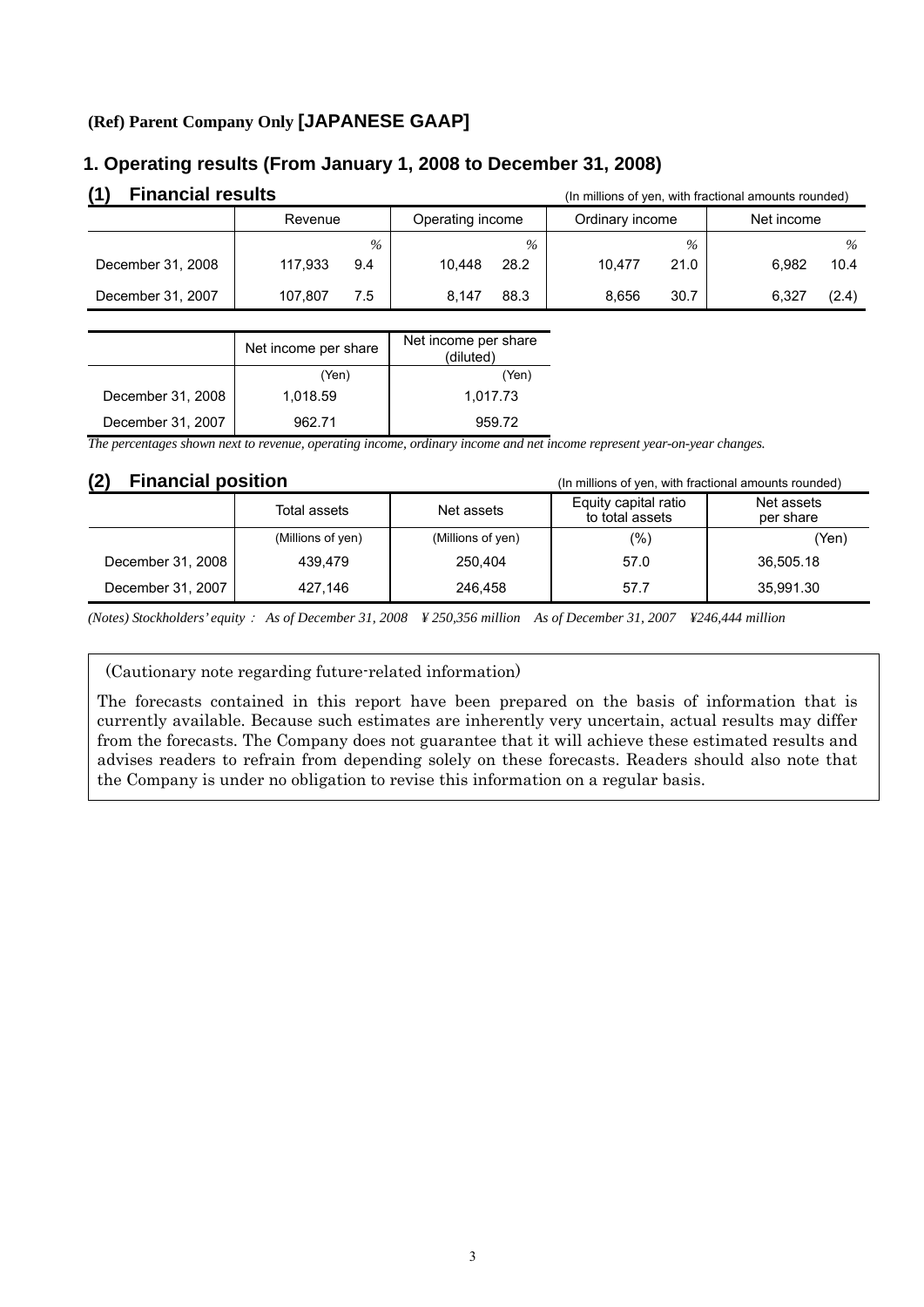**(Ref) Parent Company Only [JAPANESE GAAP]**

## 1. Operating results (From January 1, 2008 to December 31, 2008)

### (1) Financial results

(In millions of yen, with fractional amounts rounded)

| | Revenue | | Operating income | | Ordinary income | | Net income | |
|---|---|---|---|---|---|---|---|---|
| | | % | | % | | % | | % |
| December 31, 2008 | 117,933 | 9.4 | 10,448 | 28.2 | 10,477 | 21.0 | 6,982 | 10.4 |
| December 31, 2007 | 107,807 | 7.5 | 8,147 | 88.3 | 8,656 | 30.7 | 6,327 | (2.4) |

| | Net income per share | Net income per share (diluted) |
|---|---|---|
| | (Yen) | (Yen) |
| December 31, 2008 | 1,018.59 | 1,017.73 |
| December 31, 2007 | 962.71 | 959.72 |

*The percentages shown next to revenue, operating income, ordinary income and net income represent year-on-year changes.*

### (2) Financial position

(In millions of yen, with fractional amounts rounded)

| | Total assets | Net assets | Equity capital ratio to total assets | Net assets per share |
|---|---|---|---|---|
| | (Millions of yen) | (Millions of yen) | (%) | (Yen) |
| December 31, 2008 | 439,479 | 250,404 | 57.0 | 36,505.18 |
| December 31, 2007 | 427,146 | 246,458 | 57.7 | 35,991.30 |

*(Notes) Stockholders' equity： As of December 31, 2008 ¥ 250,356 million As of December 31, 2007 ¥246,444 million*

(Cautionary note regarding future-related information)

The forecasts contained in this report have been prepared on the basis of information that is currently available. Because such estimates are inherently very uncertain, actual results may differ from the forecasts. The Company does not guarantee that it will achieve these estimated results and advises readers to refrain from depending solely on these forecasts. Readers should also note that the Company is under no obligation to revise this information on a regular basis.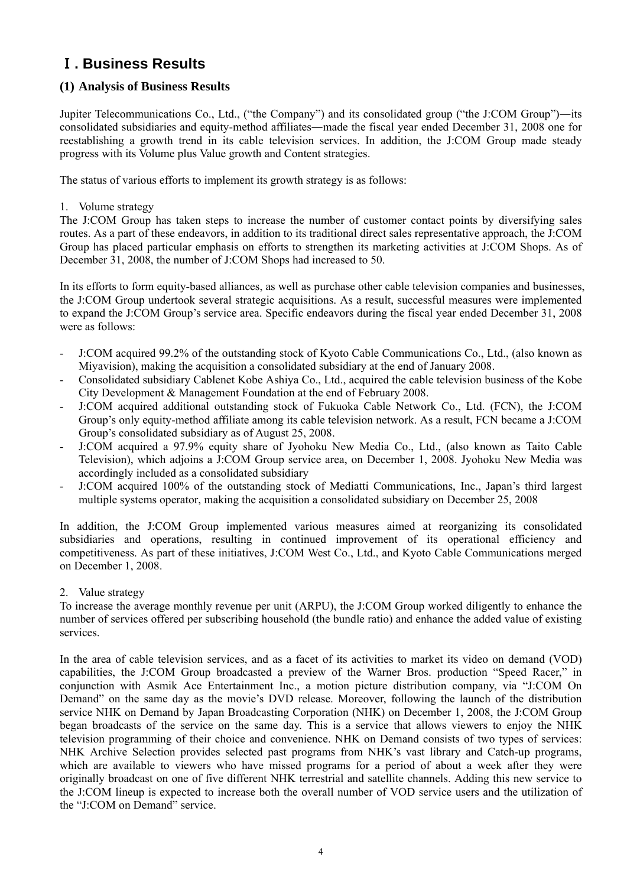# Ⅰ. Business Results

## (1) Analysis of Business Results

Jupiter Telecommunications Co., Ltd., ("the Company") and its consolidated group ("the J:COM Group")―its consolidated subsidiaries and equity-method affiliates―made the fiscal year ended December 31, 2008 one for reestablishing a growth trend in its cable television services. In addition, the J:COM Group made steady progress with its Volume plus Value growth and Content strategies.

The status of various efforts to implement its growth strategy is as follows:

1. Volume strategy

The J:COM Group has taken steps to increase the number of customer contact points by diversifying sales routes. As a part of these endeavors, in addition to its traditional direct sales representative approach, the J:COM Group has placed particular emphasis on efforts to strengthen its marketing activities at J:COM Shops. As of December 31, 2008, the number of J:COM Shops had increased to 50.

In its efforts to form equity-based alliances, as well as purchase other cable television companies and businesses, the J:COM Group undertook several strategic acquisitions. As a result, successful measures were implemented to expand the J:COM Group's service area. Specific endeavors during the fiscal year ended December 31, 2008 were as follows:

- J:COM acquired 99.2% of the outstanding stock of Kyoto Cable Communications Co., Ltd., (also known as Miyavision), making the acquisition a consolidated subsidiary at the end of January 2008.
- Consolidated subsidiary Cablenet Kobe Ashiya Co., Ltd., acquired the cable television business of the Kobe City Development & Management Foundation at the end of February 2008.
- J:COM acquired additional outstanding stock of Fukuoka Cable Network Co., Ltd. (FCN), the J:COM Group's only equity-method affiliate among its cable television network. As a result, FCN became a J:COM Group's consolidated subsidiary as of August 25, 2008.
- J:COM acquired a 97.9% equity share of Jyohoku New Media Co., Ltd., (also known as Taito Cable Television), which adjoins a J:COM Group service area, on December 1, 2008. Jyohoku New Media was accordingly included as a consolidated subsidiary
- J:COM acquired 100% of the outstanding stock of Mediatti Communications, Inc., Japan's third largest multiple systems operator, making the acquisition a consolidated subsidiary on December 25, 2008

In addition, the J:COM Group implemented various measures aimed at reorganizing its consolidated subsidiaries and operations, resulting in continued improvement of its operational efficiency and competitiveness. As part of these initiatives, J:COM West Co., Ltd., and Kyoto Cable Communications merged on December 1, 2008.

2. Value strategy

To increase the average monthly revenue per unit (ARPU), the J:COM Group worked diligently to enhance the number of services offered per subscribing household (the bundle ratio) and enhance the added value of existing services.

In the area of cable television services, and as a facet of its activities to market its video on demand (VOD) capabilities, the J:COM Group broadcasted a preview of the Warner Bros. production "Speed Racer," in conjunction with Asmik Ace Entertainment Inc., a motion picture distribution company, via "J:COM On Demand" on the same day as the movie's DVD release. Moreover, following the launch of the distribution service NHK on Demand by Japan Broadcasting Corporation (NHK) on December 1, 2008, the J:COM Group began broadcasts of the service on the same day. This is a service that allows viewers to enjoy the NHK television programming of their choice and convenience. NHK on Demand consists of two types of services: NHK Archive Selection provides selected past programs from NHK's vast library and Catch-up programs, which are available to viewers who have missed programs for a period of about a week after they were originally broadcast on one of five different NHK terrestrial and satellite channels. Adding this new service to the J:COM lineup is expected to increase both the overall number of VOD service users and the utilization of the "J:COM on Demand" service.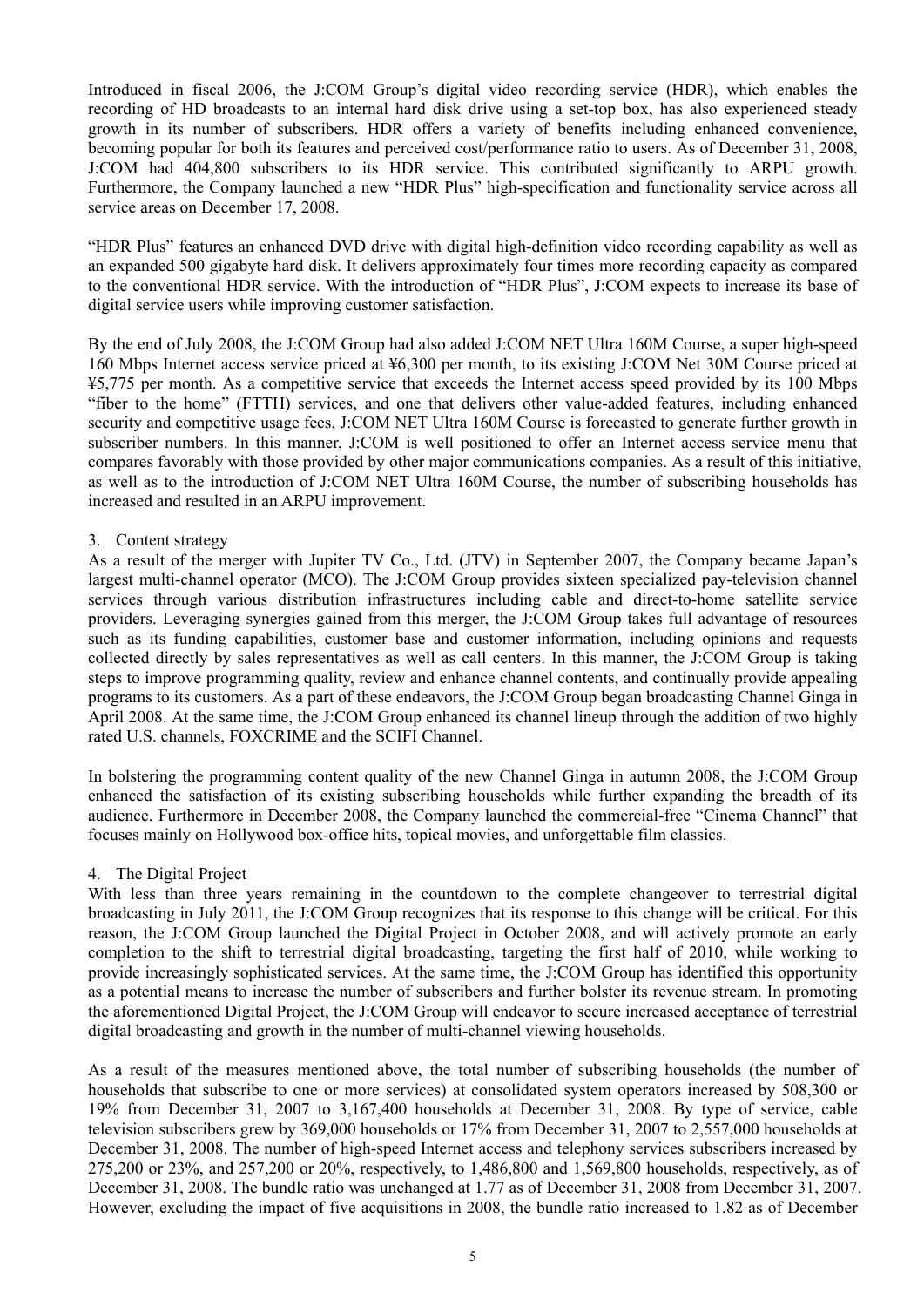Introduced in fiscal 2006, the J:COM Group's digital video recording service (HDR), which enables the recording of HD broadcasts to an internal hard disk drive using a set-top box, has also experienced steady growth in its number of subscribers. HDR offers a variety of benefits including enhanced convenience, becoming popular for both its features and perceived cost/performance ratio to users. As of December 31, 2008, J:COM had 404,800 subscribers to its HDR service. This contributed significantly to ARPU growth. Furthermore, the Company launched a new "HDR Plus" high-specification and functionality service across all service areas on December 17, 2008.

"HDR Plus" features an enhanced DVD drive with digital high-definition video recording capability as well as an expanded 500 gigabyte hard disk. It delivers approximately four times more recording capacity as compared to the conventional HDR service. With the introduction of "HDR Plus", J:COM expects to increase its base of digital service users while improving customer satisfaction.

By the end of July 2008, the J:COM Group had also added J:COM NET Ultra 160M Course, a super high-speed 160 Mbps Internet access service priced at ¥6,300 per month, to its existing J:COM Net 30M Course priced at ¥5,775 per month. As a competitive service that exceeds the Internet access speed provided by its 100 Mbps "fiber to the home" (FTTH) services, and one that delivers other value-added features, including enhanced security and competitive usage fees, J:COM NET Ultra 160M Course is forecasted to generate further growth in subscriber numbers. In this manner, J:COM is well positioned to offer an Internet access service menu that compares favorably with those provided by other major communications companies. As a result of this initiative, as well as to the introduction of J:COM NET Ultra 160M Course, the number of subscribing households has increased and resulted in an ARPU improvement.

3. Content strategy

As a result of the merger with Jupiter TV Co., Ltd. (JTV) in September 2007, the Company became Japan's largest multi-channel operator (MCO). The J:COM Group provides sixteen specialized pay-television channel services through various distribution infrastructures including cable and direct-to-home satellite service providers. Leveraging synergies gained from this merger, the J:COM Group takes full advantage of resources such as its funding capabilities, customer base and customer information, including opinions and requests collected directly by sales representatives as well as call centers. In this manner, the J:COM Group is taking steps to improve programming quality, review and enhance channel contents, and continually provide appealing programs to its customers. As a part of these endeavors, the J:COM Group began broadcasting Channel Ginga in April 2008. At the same time, the J:COM Group enhanced its channel lineup through the addition of two highly rated U.S. channels, FOXCRIME and the SCIFI Channel.

In bolstering the programming content quality of the new Channel Ginga in autumn 2008, the J:COM Group enhanced the satisfaction of its existing subscribing households while further expanding the breadth of its audience. Furthermore in December 2008, the Company launched the commercial-free "Cinema Channel" that focuses mainly on Hollywood box-office hits, topical movies, and unforgettable film classics.

4. The Digital Project

With less than three years remaining in the countdown to the complete changeover to terrestrial digital broadcasting in July 2011, the J:COM Group recognizes that its response to this change will be critical. For this reason, the J:COM Group launched the Digital Project in October 2008, and will actively promote an early completion to the shift to terrestrial digital broadcasting, targeting the first half of 2010, while working to provide increasingly sophisticated services. At the same time, the J:COM Group has identified this opportunity as a potential means to increase the number of subscribers and further bolster its revenue stream. In promoting the aforementioned Digital Project, the J:COM Group will endeavor to secure increased acceptance of terrestrial digital broadcasting and growth in the number of multi-channel viewing households.

As a result of the measures mentioned above, the total number of subscribing households (the number of households that subscribe to one or more services) at consolidated system operators increased by 508,300 or 19% from December 31, 2007 to 3,167,400 households at December 31, 2008. By type of service, cable television subscribers grew by 369,000 households or 17% from December 31, 2007 to 2,557,000 households at December 31, 2008. The number of high-speed Internet access and telephony services subscribers increased by 275,200 or 23%, and 257,200 or 20%, respectively, to 1,486,800 and 1,569,800 households, respectively, as of December 31, 2008. The bundle ratio was unchanged at 1.77 as of December 31, 2008 from December 31, 2007. However, excluding the impact of five acquisitions in 2008, the bundle ratio increased to 1.82 as of December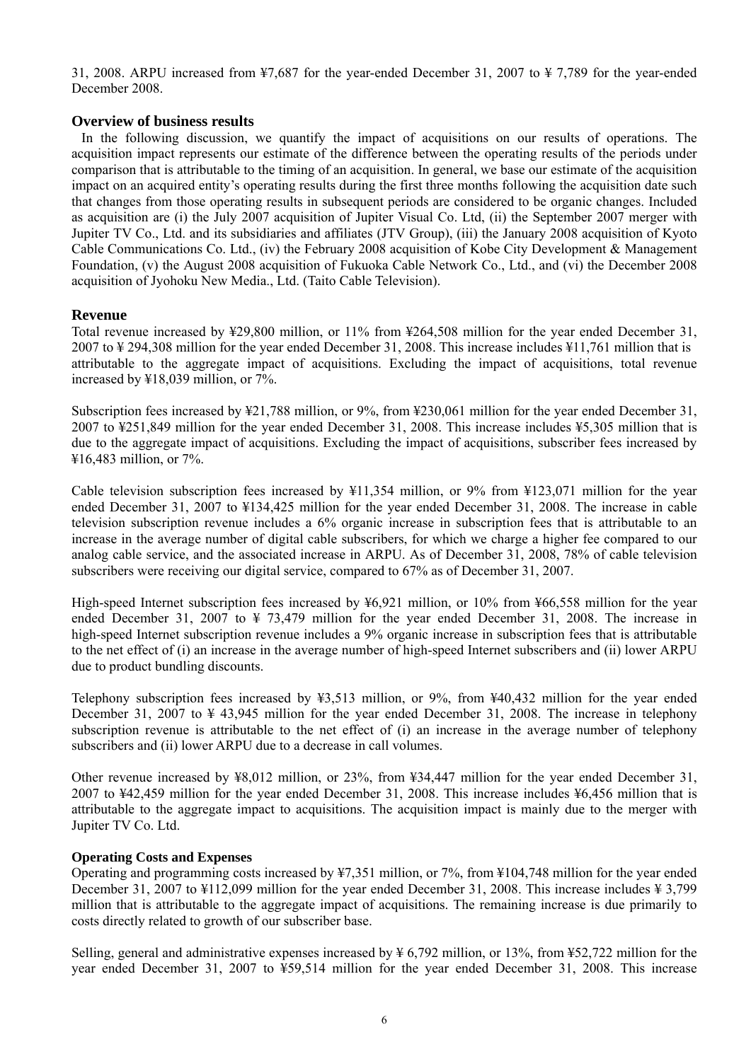31, 2008. ARPU increased from ¥7,687 for the year-ended December 31, 2007 to ¥ 7,789 for the year-ended December 2008.

## Overview of business results

In the following discussion, we quantify the impact of acquisitions on our results of operations. The acquisition impact represents our estimate of the difference between the operating results of the periods under comparison that is attributable to the timing of an acquisition. In general, we base our estimate of the acquisition impact on an acquired entity's operating results during the first three months following the acquisition date such that changes from those operating results in subsequent periods are considered to be organic changes. Included as acquisition are (i) the July 2007 acquisition of Jupiter Visual Co. Ltd, (ii) the September 2007 merger with Jupiter TV Co., Ltd. and its subsidiaries and affiliates (JTV Group), (iii) the January 2008 acquisition of Kyoto Cable Communications Co. Ltd., (iv) the February 2008 acquisition of Kobe City Development & Management Foundation, (v) the August 2008 acquisition of Fukuoka Cable Network Co., Ltd., and (vi) the December 2008 acquisition of Jyohoku New Media., Ltd. (Taito Cable Television).

## Revenue

Total revenue increased by ¥29,800 million, or 11% from ¥264,508 million for the year ended December 31, 2007 to ¥ 294,308 million for the year ended December 31, 2008. This increase includes ¥11,761 million that is attributable to the aggregate impact of acquisitions. Excluding the impact of acquisitions, total revenue increased by ¥18,039 million, or 7%.

Subscription fees increased by ¥21,788 million, or 9%, from ¥230,061 million for the year ended December 31, 2007 to ¥251,849 million for the year ended December 31, 2008. This increase includes ¥5,305 million that is due to the aggregate impact of acquisitions. Excluding the impact of acquisitions, subscriber fees increased by ¥16,483 million, or 7%.

Cable television subscription fees increased by ¥11,354 million, or 9% from ¥123,071 million for the year ended December 31, 2007 to ¥134,425 million for the year ended December 31, 2008. The increase in cable television subscription revenue includes a 6% organic increase in subscription fees that is attributable to an increase in the average number of digital cable subscribers, for which we charge a higher fee compared to our analog cable service, and the associated increase in ARPU. As of December 31, 2008, 78% of cable television subscribers were receiving our digital service, compared to 67% as of December 31, 2007.

High-speed Internet subscription fees increased by ¥6,921 million, or 10% from ¥66,558 million for the year ended December 31, 2007 to ¥ 73,479 million for the year ended December 31, 2008. The increase in high-speed Internet subscription revenue includes a 9% organic increase in subscription fees that is attributable to the net effect of (i) an increase in the average number of high-speed Internet subscribers and (ii) lower ARPU due to product bundling discounts.

Telephony subscription fees increased by ¥3,513 million, or 9%, from ¥40,432 million for the year ended December 31, 2007 to ¥ 43,945 million for the year ended December 31, 2008. The increase in telephony subscription revenue is attributable to the net effect of (i) an increase in the average number of telephony subscribers and (ii) lower ARPU due to a decrease in call volumes.

Other revenue increased by ¥8,012 million, or 23%, from ¥34,447 million for the year ended December 31, 2007 to ¥42,459 million for the year ended December 31, 2008. This increase includes ¥6,456 million that is attributable to the aggregate impact to acquisitions. The acquisition impact is mainly due to the merger with Jupiter TV Co. Ltd.

### Operating Costs and Expenses

Operating and programming costs increased by ¥7,351 million, or 7%, from ¥104,748 million for the year ended December 31, 2007 to ¥112,099 million for the year ended December 31, 2008. This increase includes ¥ 3,799 million that is attributable to the aggregate impact of acquisitions. The remaining increase is due primarily to costs directly related to growth of our subscriber base.

Selling, general and administrative expenses increased by ¥ 6,792 million, or 13%, from ¥52,722 million for the year ended December 31, 2007 to ¥59,514 million for the year ended December 31, 2008. This increase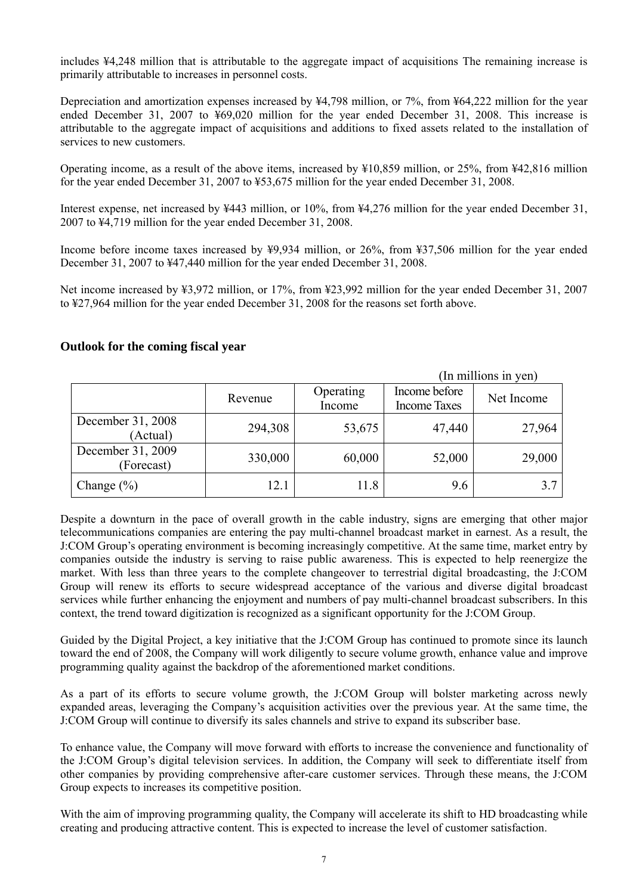includes ¥4,248 million that is attributable to the aggregate impact of acquisitions The remaining increase is primarily attributable to increases in personnel costs.

Depreciation and amortization expenses increased by ¥4,798 million, or 7%, from ¥64,222 million for the year ended December 31, 2007 to ¥69,020 million for the year ended December 31, 2008. This increase is attributable to the aggregate impact of acquisitions and additions to fixed assets related to the installation of services to new customers.

Operating income, as a result of the above items, increased by ¥10,859 million, or 25%, from ¥42,816 million for the year ended December 31, 2007 to ¥53,675 million for the year ended December 31, 2008.

Interest expense, net increased by ¥443 million, or 10%, from ¥4,276 million for the year ended December 31, 2007 to ¥4,719 million for the year ended December 31, 2008.

Income before income taxes increased by ¥9,934 million, or 26%, from ¥37,506 million for the year ended December 31, 2007 to ¥47,440 million for the year ended December 31, 2008.

Net income increased by ¥3,972 million, or 17%, from ¥23,992 million for the year ended December 31, 2007 to ¥27,964 million for the year ended December 31, 2008 for the reasons set forth above.

## Outlook for the coming fiscal year

(In millions in yen)

| | Revenue | Operating Income | Income before Income Taxes | Net Income |
|---|---|---|---|---|
| December 31, 2008 (Actual) | 294,308 | 53,675 | 47,440 | 27,964 |
| December 31, 2009 (Forecast) | 330,000 | 60,000 | 52,000 | 29,000 |
| Change (%) | 12.1 | 11.8 | 9.6 | 3.7 |

Despite a downturn in the pace of overall growth in the cable industry, signs are emerging that other major telecommunications companies are entering the pay multi-channel broadcast market in earnest. As a result, the J:COM Group's operating environment is becoming increasingly competitive. At the same time, market entry by companies outside the industry is serving to raise public awareness. This is expected to help reenergize the market. With less than three years to the complete changeover to terrestrial digital broadcasting, the J:COM Group will renew its efforts to secure widespread acceptance of the various and diverse digital broadcast services while further enhancing the enjoyment and numbers of pay multi-channel broadcast subscribers. In this context, the trend toward digitization is recognized as a significant opportunity for the J:COM Group.

Guided by the Digital Project, a key initiative that the J:COM Group has continued to promote since its launch toward the end of 2008, the Company will work diligently to secure volume growth, enhance value and improve programming quality against the backdrop of the aforementioned market conditions.

As a part of its efforts to secure volume growth, the J:COM Group will bolster marketing across newly expanded areas, leveraging the Company's acquisition activities over the previous year. At the same time, the J:COM Group will continue to diversify its sales channels and strive to expand its subscriber base.

To enhance value, the Company will move forward with efforts to increase the convenience and functionality of the J:COM Group's digital television services. In addition, the Company will seek to differentiate itself from other companies by providing comprehensive after-care customer services. Through these means, the J:COM Group expects to increases its competitive position.

With the aim of improving programming quality, the Company will accelerate its shift to HD broadcasting while creating and producing attractive content. This is expected to increase the level of customer satisfaction.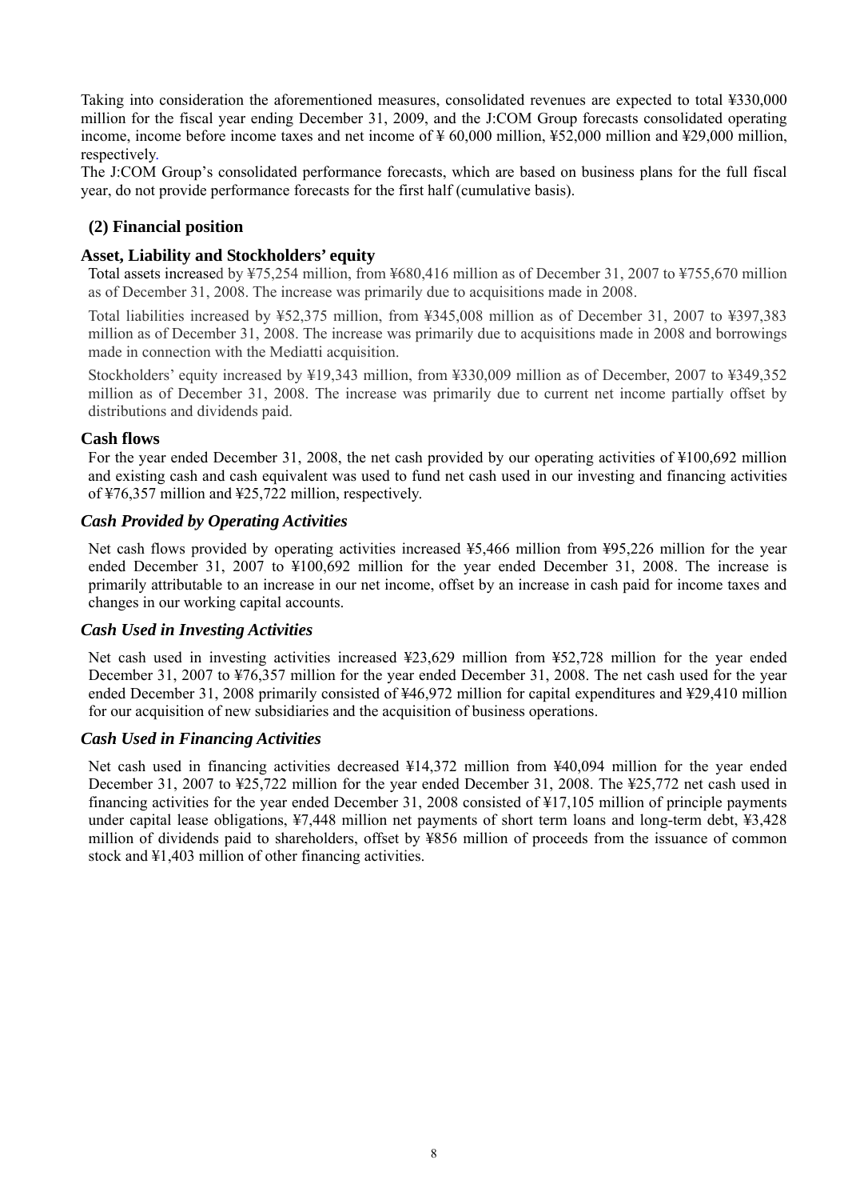Taking into consideration the aforementioned measures, consolidated revenues are expected to total ¥330,000 million for the fiscal year ending December 31, 2009, and the J:COM Group forecasts consolidated operating income, income before income taxes and net income of ¥ 60,000 million, ¥52,000 million and ¥29,000 million, respectively.

The J:COM Group's consolidated performance forecasts, which are based on business plans for the full fiscal year, do not provide performance forecasts for the first half (cumulative basis).

## (2) Financial position

### Asset, Liability and Stockholders' equity

Total assets increased by ¥75,254 million, from ¥680,416 million as of December 31, 2007 to ¥755,670 million as of December 31, 2008. The increase was primarily due to acquisitions made in 2008.

Total liabilities increased by ¥52,375 million, from ¥345,008 million as of December 31, 2007 to ¥397,383 million as of December 31, 2008. The increase was primarily due to acquisitions made in 2008 and borrowings made in connection with the Mediatti acquisition.

Stockholders' equity increased by ¥19,343 million, from ¥330,009 million as of December, 2007 to ¥349,352 million as of December 31, 2008. The increase was primarily due to current net income partially offset by distributions and dividends paid.

### Cash flows

For the year ended December 31, 2008, the net cash provided by our operating activities of ¥100,692 million and existing cash and cash equivalent was used to fund net cash used in our investing and financing activities of ¥76,357 million and ¥25,722 million, respectively.

#### *Cash Provided by Operating Activities*

Net cash flows provided by operating activities increased ¥5,466 million from ¥95,226 million for the year ended December 31, 2007 to ¥100,692 million for the year ended December 31, 2008. The increase is primarily attributable to an increase in our net income, offset by an increase in cash paid for income taxes and changes in our working capital accounts.

#### *Cash Used in Investing Activities*

Net cash used in investing activities increased ¥23,629 million from ¥52,728 million for the year ended December 31, 2007 to ¥76,357 million for the year ended December 31, 2008. The net cash used for the year ended December 31, 2008 primarily consisted of ¥46,972 million for capital expenditures and ¥29,410 million for our acquisition of new subsidiaries and the acquisition of business operations.

#### *Cash Used in Financing Activities*

Net cash used in financing activities decreased ¥14,372 million from ¥40,094 million for the year ended December 31, 2007 to ¥25,722 million for the year ended December 31, 2008. The ¥25,772 net cash used in financing activities for the year ended December 31, 2008 consisted of ¥17,105 million of principle payments under capital lease obligations, ¥7,448 million net payments of short term loans and long-term debt, ¥3,428 million of dividends paid to shareholders, offset by ¥856 million of proceeds from the issuance of common stock and ¥1,403 million of other financing activities.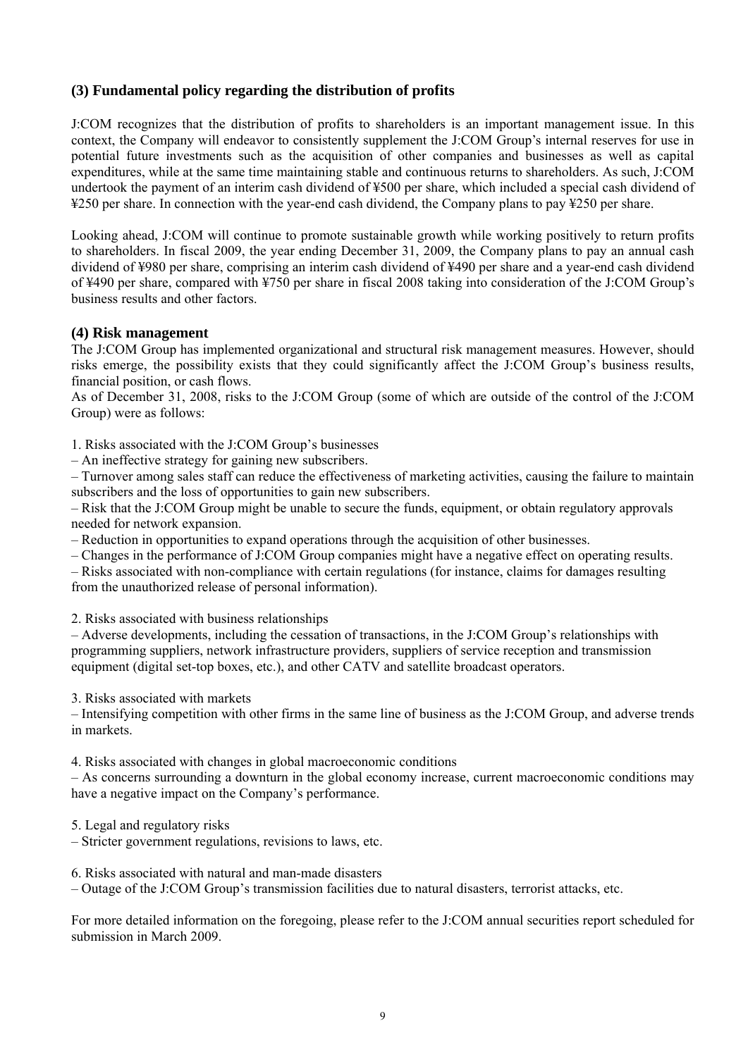### (3) Fundamental policy regarding the distribution of profits

J:COM recognizes that the distribution of profits to shareholders is an important management issue. In this context, the Company will endeavor to consistently supplement the J:COM Group's internal reserves for use in potential future investments such as the acquisition of other companies and businesses as well as capital expenditures, while at the same time maintaining stable and continuous returns to shareholders. As such, J:COM undertook the payment of an interim cash dividend of ¥500 per share, which included a special cash dividend of ¥250 per share. In connection with the year-end cash dividend, the Company plans to pay ¥250 per share.

Looking ahead, J:COM will continue to promote sustainable growth while working positively to return profits to shareholders. In fiscal 2009, the year ending December 31, 2009, the Company plans to pay an annual cash dividend of ¥980 per share, comprising an interim cash dividend of ¥490 per share and a year-end cash dividend of ¥490 per share, compared with ¥750 per share in fiscal 2008 taking into consideration of the J:COM Group's business results and other factors.

### (4) Risk management

The J:COM Group has implemented organizational and structural risk management measures. However, should risks emerge, the possibility exists that they could significantly affect the J:COM Group's business results, financial position, or cash flows.
As of December 31, 2008, risks to the J:COM Group (some of which are outside of the control of the J:COM Group) were as follows:

1. Risks associated with the J:COM Group's businesses
– An ineffective strategy for gaining new subscribers.
– Turnover among sales staff can reduce the effectiveness of marketing activities, causing the failure to maintain subscribers and the loss of opportunities to gain new subscribers.
– Risk that the J:COM Group might be unable to secure the funds, equipment, or obtain regulatory approvals needed for network expansion.
– Reduction in opportunities to expand operations through the acquisition of other businesses.
– Changes in the performance of J:COM Group companies might have a negative effect on operating results.
– Risks associated with non-compliance with certain regulations (for instance, claims for damages resulting from the unauthorized release of personal information).

2. Risks associated with business relationships
– Adverse developments, including the cessation of transactions, in the J:COM Group's relationships with programming suppliers, network infrastructure providers, suppliers of service reception and transmission equipment (digital set-top boxes, etc.), and other CATV and satellite broadcast operators.

3. Risks associated with markets
– Intensifying competition with other firms in the same line of business as the J:COM Group, and adverse trends in markets.

4. Risks associated with changes in global macroeconomic conditions
– As concerns surrounding a downturn in the global economy increase, current macroeconomic conditions may have a negative impact on the Company's performance.

5. Legal and regulatory risks
– Stricter government regulations, revisions to laws, etc.

6. Risks associated with natural and man-made disasters
– Outage of the J:COM Group's transmission facilities due to natural disasters, terrorist attacks, etc.

For more detailed information on the foregoing, please refer to the J:COM annual securities report scheduled for submission in March 2009.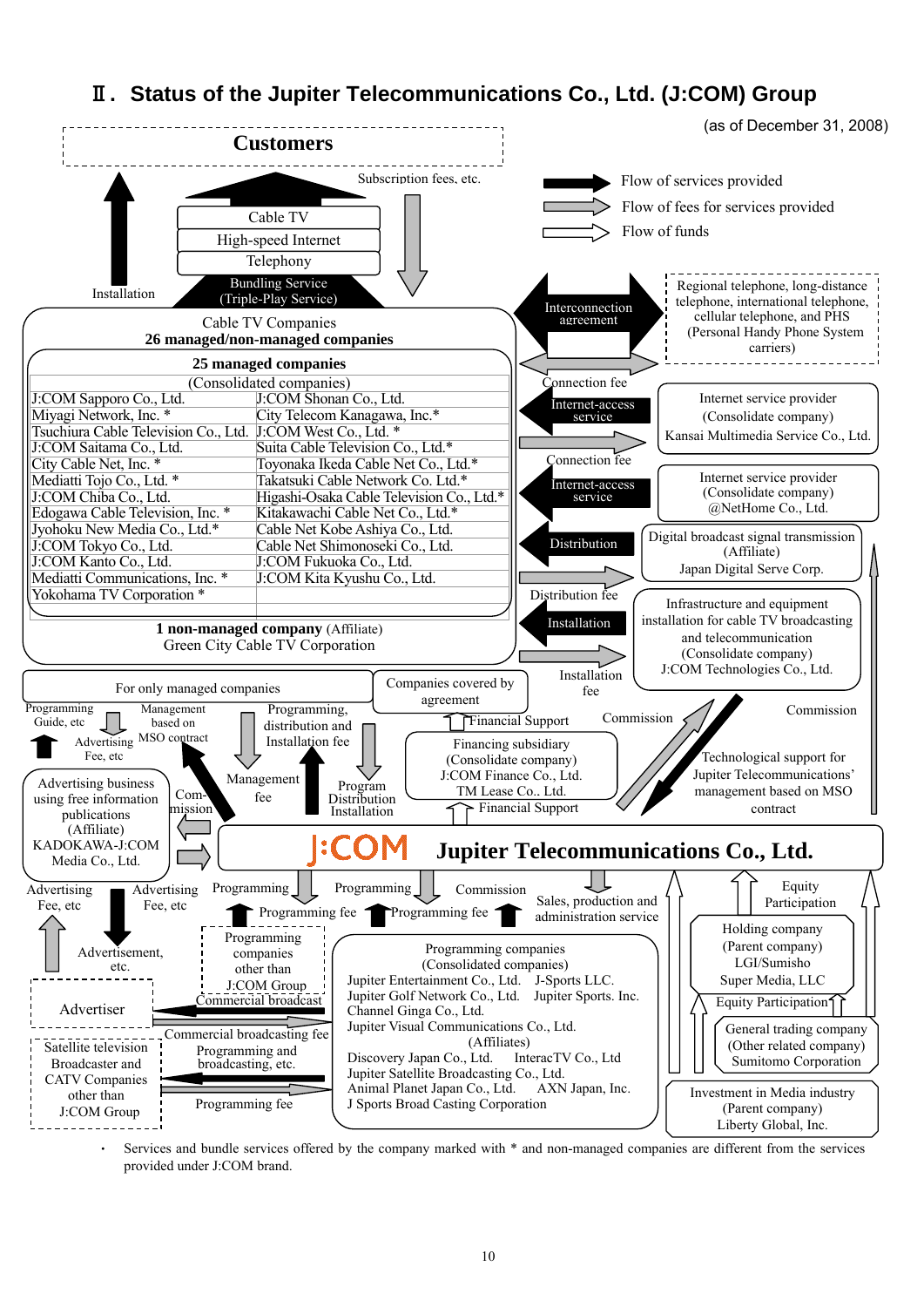# Ⅱ. Status of the Jupiter Telecommunications Co., Ltd. (J:COM) Group

(as of December 31, 2008)

**Customers**

Subscription fees, etc.

Installation

- Cable TV
- High-speed Internet
- Telephony
- Bundling Service (Triple-Play Service)

Legend:
- Flow of services provided
- Flow of fees for services provided
- Flow of funds

Cable TV Companies
**26 managed/non-managed companies**

**25 managed companies**

(Consolidated companies)

| | |
|---|---|
| J:COM Sapporo Co., Ltd. | J:COM Shonan Co., Ltd. |
| Miyagi Network, Inc. * | City Telecom Kanagawa, Inc.* |
| Tsuchiura Cable Television Co., Ltd. | J:COM West Co., Ltd. * |
| J:COM Saitama Co., Ltd. | Suita Cable Television Co., Ltd.* |
| City Cable Net, Inc. * | Toyonaka Ikeda Cable Net Co., Ltd.* |
| Mediatti Tojo Co., Ltd. * | Takatsuki Cable Network Co. Ltd.* |
| J:COM Chiba Co., Ltd. | Higashi-Osaka Cable Television Co., Ltd.* |
| Edogawa Cable Television, Inc. * | Kitakawachi Cable Net Co., Ltd.* |
| Jyohoku New Media Co., Ltd.* | Cable Net Kobe Ashiya Co., Ltd. |
| J:COM Tokyo Co., Ltd. | Cable Net Shimonoseki Co., Ltd. |
| J:COM Kanto Co., Ltd. | J:COM Fukuoka Co., Ltd. |
| Mediatti Communications, Inc. * | J:COM Kita Kyushu Co., Ltd. |
| Yokohama TV Corporation * | |

**1 non-managed company** (Affiliate)
Green City Cable TV Corporation

Interconnection agreement — Regional telephone, long-distance telephone, international telephone, cellular telephone, and PHS (Personal Handy Phone System carriers)

Connection fee / Internet-access service — Internet service provider (Consolidate company) Kansai Multimedia Service Co., Ltd.

Connection fee / Internet-access service — Internet service provider (Consolidate company) @NetHome Co., Ltd.

Distribution / Distribution fee — Digital broadcast signal transmission (Affiliate) Japan Digital Serve Corp.

Installation / Installation fee — Infrastructure and equipment installation for cable TV broadcasting and telecommunication (Consolidate company) J:COM Technologies Co., Ltd.

For only managed companies: Programming Guide, etc; Advertising Fee, etc; Management based on MSO contract; Programming, distribution and Installation fee; Management fee; Program Distribution Installation

Companies covered by agreement — Financial Support

Financing subsidiary (Consolidate company) J:COM Finance Co., Ltd. TM Lease Co., Ltd. — Financial Support

Commission — Technological support for Jupiter Telecommunications' management based on MSO contract — Commission

Advertising business using free information publications (Affiliate) KADOKAWA-J:COM Media Co., Ltd. — Commission

**J:COM Jupiter Telecommunications Co., Ltd.**

Advertising Fee, etc; Advertising Fee, etc; Advertisement, etc.; Programming; Programming fee; Programming; Programming fee; Commission; Sales, production and administration service; Equity Participation

Advertiser

Programming companies other than J:COM Group — Commercial broadcast

Satellite television Broadcaster and CATV Companies other than J:COM Group — Commercial broadcasting fee; Programming and broadcasting, etc.; Programming fee

Programming companies (Consolidated companies)
Jupiter Entertainment Co., Ltd. J-Sports LLC.
Jupiter Golf Network Co., Ltd. Jupiter Sports. Inc.
Channel Ginga Co., Ltd.
Jupiter Visual Communications Co., Ltd.
(Affiliates)
Discovery Japan Co., Ltd. InteracTV Co., Ltd
Jupiter Satellite Broadcasting Co., Ltd.
Animal Planet Japan Co., Ltd. AXN Japan, Inc.
J Sports Broad Casting Corporation

Holding company (Parent company) LGI/Sumisho Super Media, LLC

Equity Participation

General trading company (Other related company) Sumitomo Corporation

Investment in Media industry (Parent company) Liberty Global, Inc.

- Services and bundle services offered by the company marked with * and non-managed companies are different from the services provided under J:COM brand.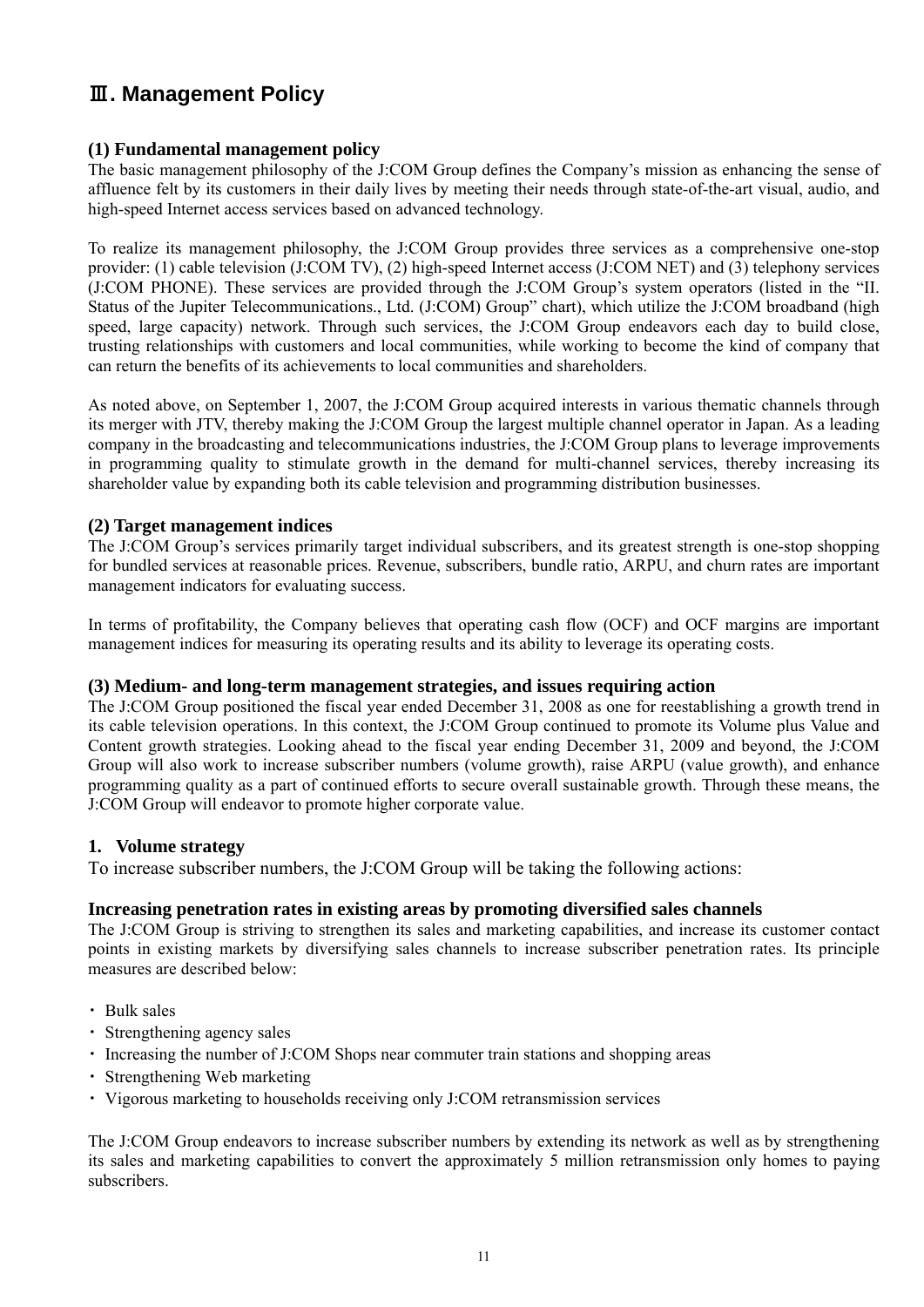# Ⅲ. Management Policy

### (1) Fundamental management policy

The basic management philosophy of the J:COM Group defines the Company's mission as enhancing the sense of affluence felt by its customers in their daily lives by meeting their needs through state-of-the-art visual, audio, and high-speed Internet access services based on advanced technology.

To realize its management philosophy, the J:COM Group provides three services as a comprehensive one-stop provider: (1) cable television (J:COM TV), (2) high-speed Internet access (J:COM NET) and (3) telephony services (J:COM PHONE). These services are provided through the J:COM Group's system operators (listed in the "II. Status of the Jupiter Telecommunications., Ltd. (J:COM) Group" chart), which utilize the J:COM broadband (high speed, large capacity) network. Through such services, the J:COM Group endeavors each day to build close, trusting relationships with customers and local communities, while working to become the kind of company that can return the benefits of its achievements to local communities and shareholders.

As noted above, on September 1, 2007, the J:COM Group acquired interests in various thematic channels through its merger with JTV, thereby making the J:COM Group the largest multiple channel operator in Japan. As a leading company in the broadcasting and telecommunications industries, the J:COM Group plans to leverage improvements in programming quality to stimulate growth in the demand for multi-channel services, thereby increasing its shareholder value by expanding both its cable television and programming distribution businesses.

### (2) Target management indices

The J:COM Group's services primarily target individual subscribers, and its greatest strength is one-stop shopping for bundled services at reasonable prices. Revenue, subscribers, bundle ratio, ARPU, and churn rates are important management indicators for evaluating success.

In terms of profitability, the Company believes that operating cash flow (OCF) and OCF margins are important management indices for measuring its operating results and its ability to leverage its operating costs.

### (3) Medium- and long-term management strategies, and issues requiring action

The J:COM Group positioned the fiscal year ended December 31, 2008 as one for reestablishing a growth trend in its cable television operations. In this context, the J:COM Group continued to promote its Volume plus Value and Content growth strategies. Looking ahead to the fiscal year ending December 31, 2009 and beyond, the J:COM Group will also work to increase subscriber numbers (volume growth), raise ARPU (value growth), and enhance programming quality as a part of continued efforts to secure overall sustainable growth. Through these means, the J:COM Group will endeavor to promote higher corporate value.

### 1. Volume strategy

To increase subscriber numbers, the J:COM Group will be taking the following actions:

#### Increasing penetration rates in existing areas by promoting diversified sales channels

The J:COM Group is striving to strengthen its sales and marketing capabilities, and increase its customer contact points in existing markets by diversifying sales channels to increase subscriber penetration rates. Its principle measures are described below:

- Bulk sales
- Strengthening agency sales
- Increasing the number of J:COM Shops near commuter train stations and shopping areas
- Strengthening Web marketing
- Vigorous marketing to households receiving only J:COM retransmission services

The J:COM Group endeavors to increase subscriber numbers by extending its network as well as by strengthening its sales and marketing capabilities to convert the approximately 5 million retransmission only homes to paying subscribers.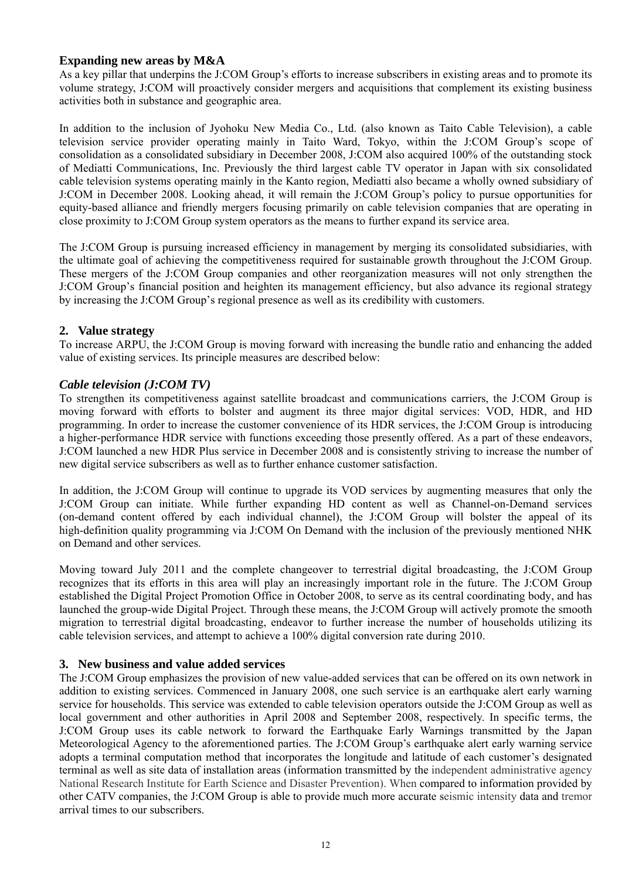## Expanding new areas by M&A

As a key pillar that underpins the J:COM Group's efforts to increase subscribers in existing areas and to promote its volume strategy, J:COM will proactively consider mergers and acquisitions that complement its existing business activities both in substance and geographic area.

In addition to the inclusion of Jyohoku New Media Co., Ltd. (also known as Taito Cable Television), a cable television service provider operating mainly in Taito Ward, Tokyo, within the J:COM Group's scope of consolidation as a consolidated subsidiary in December 2008, J:COM also acquired 100% of the outstanding stock of Mediatti Communications, Inc. Previously the third largest cable TV operator in Japan with six consolidated cable television systems operating mainly in the Kanto region, Mediatti also became a wholly owned subsidiary of J:COM in December 2008. Looking ahead, it will remain the J:COM Group's policy to pursue opportunities for equity-based alliance and friendly mergers focusing primarily on cable television companies that are operating in close proximity to J:COM Group system operators as the means to further expand its service area.

The J:COM Group is pursuing increased efficiency in management by merging its consolidated subsidiaries, with the ultimate goal of achieving the competitiveness required for sustainable growth throughout the J:COM Group. These mergers of the J:COM Group companies and other reorganization measures will not only strengthen the J:COM Group's financial position and heighten its management efficiency, but also advance its regional strategy by increasing the J:COM Group's regional presence as well as its credibility with customers.

## 2. Value strategy

To increase ARPU, the J:COM Group is moving forward with increasing the bundle ratio and enhancing the added value of existing services. Its principle measures are described below:

### *Cable television (J:COM TV)*

To strengthen its competitiveness against satellite broadcast and communications carriers, the J:COM Group is moving forward with efforts to bolster and augment its three major digital services: VOD, HDR, and HD programming. In order to increase the customer convenience of its HDR services, the J:COM Group is introducing a higher-performance HDR service with functions exceeding those presently offered. As a part of these endeavors, J:COM launched a new HDR Plus service in December 2008 and is consistently striving to increase the number of new digital service subscribers as well as to further enhance customer satisfaction.

In addition, the J:COM Group will continue to upgrade its VOD services by augmenting measures that only the J:COM Group can initiate. While further expanding HD content as well as Channel-on-Demand services (on-demand content offered by each individual channel), the J:COM Group will bolster the appeal of its high-definition quality programming via J:COM On Demand with the inclusion of the previously mentioned NHK on Demand and other services.

Moving toward July 2011 and the complete changeover to terrestrial digital broadcasting, the J:COM Group recognizes that its efforts in this area will play an increasingly important role in the future. The J:COM Group established the Digital Project Promotion Office in October 2008, to serve as its central coordinating body, and has launched the group-wide Digital Project. Through these means, the J:COM Group will actively promote the smooth migration to terrestrial digital broadcasting, endeavor to further increase the number of households utilizing its cable television services, and attempt to achieve a 100% digital conversion rate during 2010.

## 3. New business and value added services

The J:COM Group emphasizes the provision of new value-added services that can be offered on its own network in addition to existing services. Commenced in January 2008, one such service is an earthquake alert early warning service for households. This service was extended to cable television operators outside the J:COM Group as well as local government and other authorities in April 2008 and September 2008, respectively. In specific terms, the J:COM Group uses its cable network to forward the Earthquake Early Warnings transmitted by the Japan Meteorological Agency to the aforementioned parties. The J:COM Group's earthquake alert early warning service adopts a terminal computation method that incorporates the longitude and latitude of each customer's designated terminal as well as site data of installation areas (information transmitted by the independent administrative agency National Research Institute for Earth Science and Disaster Prevention). When compared to information provided by other CATV companies, the J:COM Group is able to provide much more accurate seismic intensity data and tremor arrival times to our subscribers.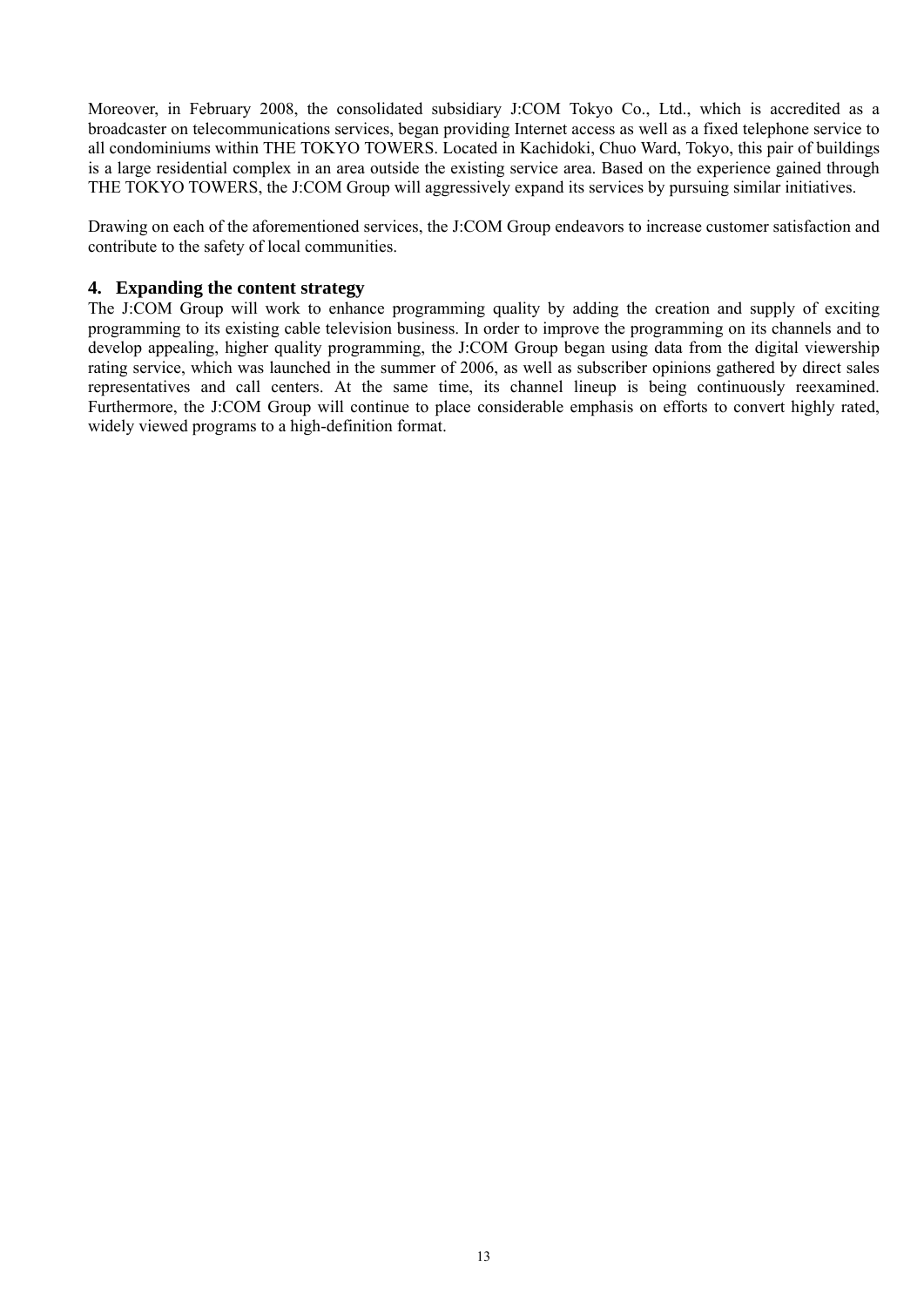Moreover, in February 2008, the consolidated subsidiary J:COM Tokyo Co., Ltd., which is accredited as a broadcaster on telecommunications services, began providing Internet access as well as a fixed telephone service to all condominiums within THE TOKYO TOWERS. Located in Kachidoki, Chuo Ward, Tokyo, this pair of buildings is a large residential complex in an area outside the existing service area. Based on the experience gained through THE TOKYO TOWERS, the J:COM Group will aggressively expand its services by pursuing similar initiatives.

Drawing on each of the aforementioned services, the J:COM Group endeavors to increase customer satisfaction and contribute to the safety of local communities.

### 4. Expanding the content strategy

The J:COM Group will work to enhance programming quality by adding the creation and supply of exciting programming to its existing cable television business. In order to improve the programming on its channels and to develop appealing, higher quality programming, the J:COM Group began using data from the digital viewership rating service, which was launched in the summer of 2006, as well as subscriber opinions gathered by direct sales representatives and call centers. At the same time, its channel lineup is being continuously reexamined. Furthermore, the J:COM Group will continue to place considerable emphasis on efforts to convert highly rated, widely viewed programs to a high-definition format.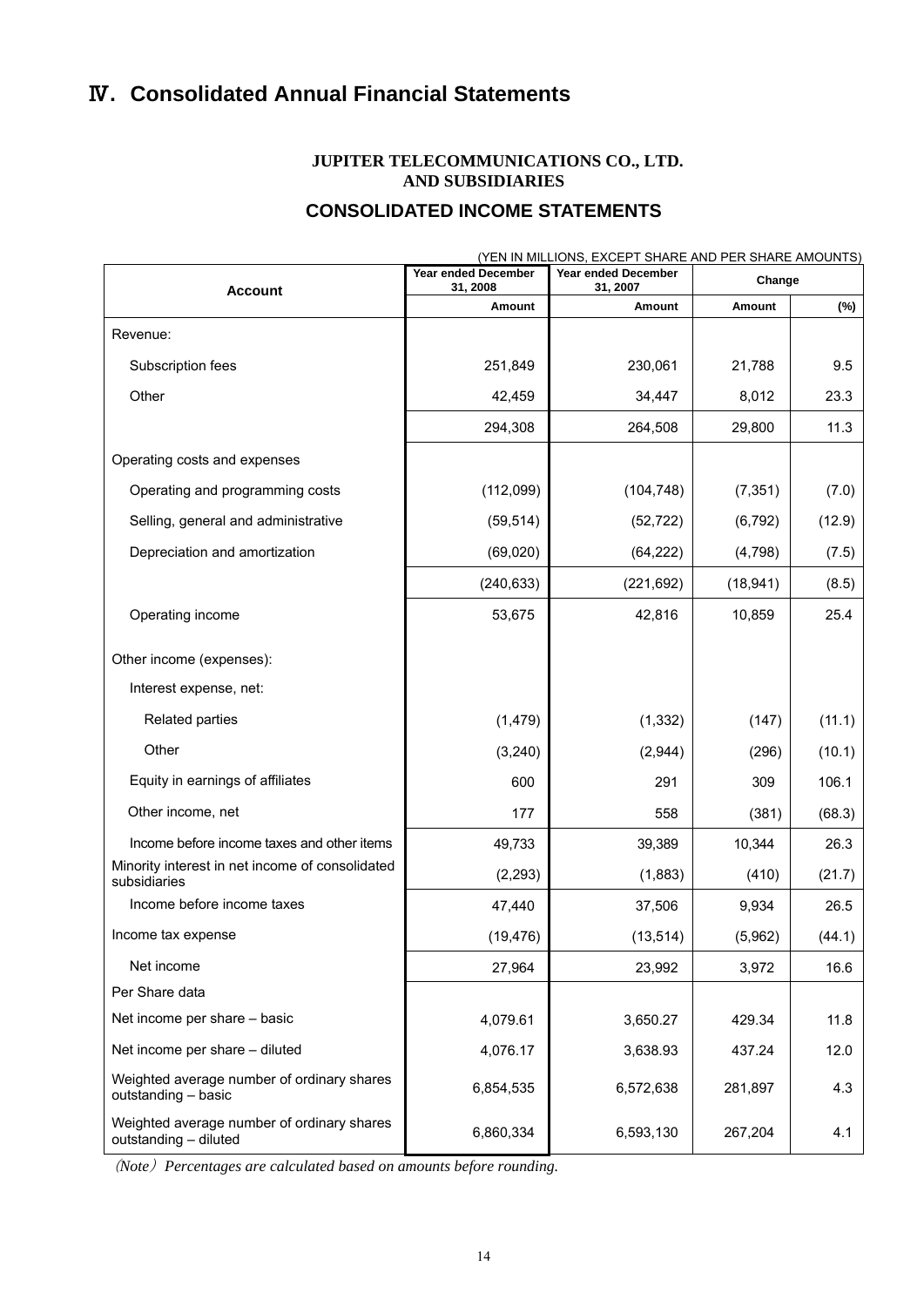# Ⅳ. Consolidated Annual Financial Statements

**JUPITER TELECOMMUNICATIONS CO., LTD.**
**AND SUBSIDIARIES**

## CONSOLIDATED INCOME STATEMENTS

(YEN IN MILLIONS, EXCEPT SHARE AND PER SHARE AMOUNTS)

| Account | Year ended December 31, 2008 | Year ended December 31, 2007 | Change | |
|---|---|---|---|---|
| | Amount | Amount | Amount | (%) |
| Revenue: | | | | |
| Subscription fees | 251,849 | 230,061 | 21,788 | 9.5 |
| Other | 42,459 | 34,447 | 8,012 | 23.3 |
| | 294,308 | 264,508 | 29,800 | 11.3 |
| Operating costs and expenses | | | | |
| Operating and programming costs | (112,099) | (104,748) | (7,351) | (7.0) |
| Selling, general and administrative | (59,514) | (52,722) | (6,792) | (12.9) |
| Depreciation and amortization | (69,020) | (64,222) | (4,798) | (7.5) |
| | (240,633) | (221,692) | (18,941) | (8.5) |
| Operating income | 53,675 | 42,816 | 10,859 | 25.4 |
| Other income (expenses): | | | | |
| Interest expense, net: | | | | |
| Related parties | (1,479) | (1,332) | (147) | (11.1) |
| Other | (3,240) | (2,944) | (296) | (10.1) |
| Equity in earnings of affiliates | 600 | 291 | 309 | 106.1 |
| Other income, net | 177 | 558 | (381) | (68.3) |
| Income before income taxes and other items | 49,733 | 39,389 | 10,344 | 26.3 |
| Minority interest in net income of consolidated subsidiaries | (2,293) | (1,883) | (410) | (21.7) |
| Income before income taxes | 47,440 | 37,506 | 9,934 | 26.5 |
| Income tax expense | (19,476) | (13,514) | (5,962) | (44.1) |
| Net income | 27,964 | 23,992 | 3,972 | 16.6 |
| Per Share data | | | | |
| Net income per share – basic | 4,079.61 | 3,650.27 | 429.34 | 11.8 |
| Net income per share – diluted | 4,076.17 | 3,638.93 | 437.24 | 12.0 |
| Weighted average number of ordinary shares outstanding – basic | 6,854,535 | 6,572,638 | 281,897 | 4.3 |
| Weighted average number of ordinary shares outstanding – diluted | 6,860,334 | 6,593,130 | 267,204 | 4.1 |

*(Note) Percentages are calculated based on amounts before rounding.*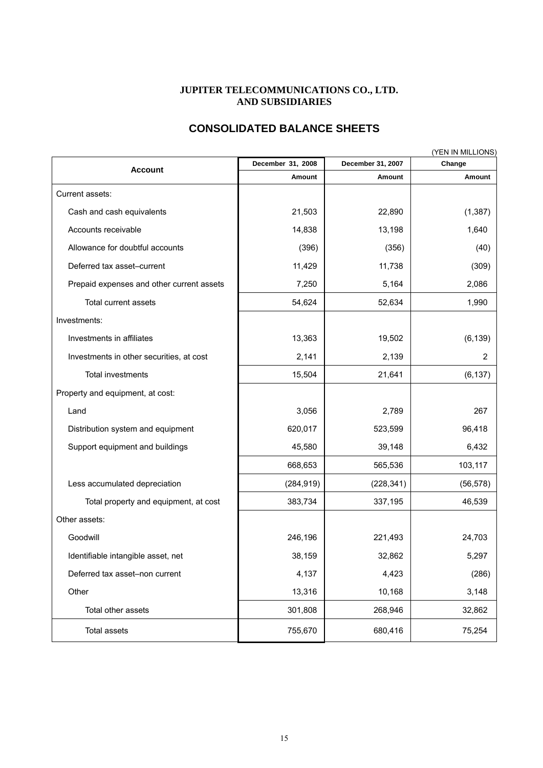**JUPITER TELECOMMUNICATIONS CO., LTD.**
**AND SUBSIDIARIES**

## CONSOLIDATED BALANCE SHEETS

(YEN IN MILLIONS)

| Account | December 31, 2008 | December 31, 2007 | Change |
|---|---|---|---|
| | Amount | Amount | Amount |
| Current assets: | | | |
| Cash and cash equivalents | 21,503 | 22,890 | (1,387) |
| Accounts receivable | 14,838 | 13,198 | 1,640 |
| Allowance for doubtful accounts | (396) | (356) | (40) |
| Deferred tax asset–current | 11,429 | 11,738 | (309) |
| Prepaid expenses and other current assets | 7,250 | 5,164 | 2,086 |
| Total current assets | 54,624 | 52,634 | 1,990 |
| Investments: | | | |
| Investments in affiliates | 13,363 | 19,502 | (6,139) |
| Investments in other securities, at cost | 2,141 | 2,139 | 2 |
| Total investments | 15,504 | 21,641 | (6,137) |
| Property and equipment, at cost: | | | |
| Land | 3,056 | 2,789 | 267 |
| Distribution system and equipment | 620,017 | 523,599 | 96,418 |
| Support equipment and buildings | 45,580 | 39,148 | 6,432 |
| | 668,653 | 565,536 | 103,117 |
| Less accumulated depreciation | (284,919) | (228,341) | (56,578) |
| Total property and equipment, at cost | 383,734 | 337,195 | 46,539 |
| Other assets: | | | |
| Goodwill | 246,196 | 221,493 | 24,703 |
| Identifiable intangible asset, net | 38,159 | 32,862 | 5,297 |
| Deferred tax asset–non current | 4,137 | 4,423 | (286) |
| Other | 13,316 | 10,168 | 3,148 |
| Total other assets | 301,808 | 268,946 | 32,862 |
| Total assets | 755,670 | 680,416 | 75,254 |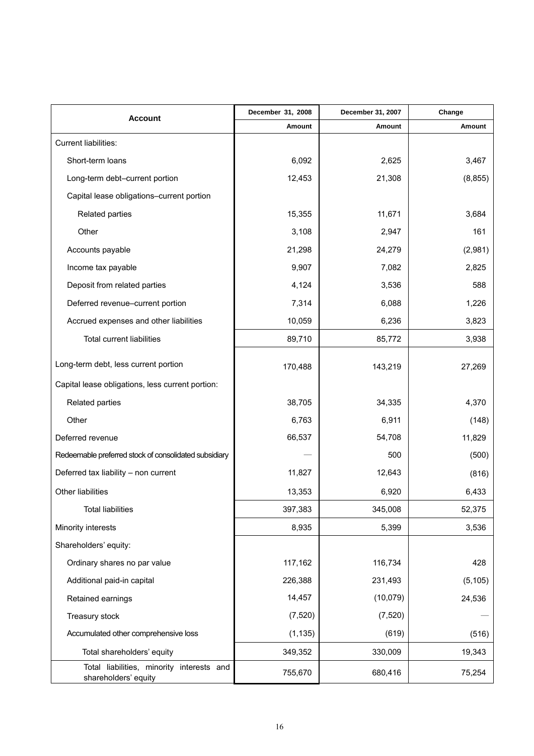| Account | December 31, 2008 | December 31, 2007 | Change |
|---|---|---|---|
| | Amount | Amount | Amount |
| Current liabilities: | | | |
| Short-term loans | 6,092 | 2,625 | 3,467 |
| Long-term debt–current portion | 12,453 | 21,308 | (8,855) |
| Capital lease obligations–current portion | | | |
| Related parties | 15,355 | 11,671 | 3,684 |
| Other | 3,108 | 2,947 | 161 |
| Accounts payable | 21,298 | 24,279 | (2,981) |
| Income tax payable | 9,907 | 7,082 | 2,825 |
| Deposit from related parties | 4,124 | 3,536 | 588 |
| Deferred revenue–current portion | 7,314 | 6,088 | 1,226 |
| Accrued expenses and other liabilities | 10,059 | 6,236 | 3,823 |
| Total current liabilities | 89,710 | 85,772 | 3,938 |
| Long-term debt, less current portion | 170,488 | 143,219 | 27,269 |
| Capital lease obligations, less current portion: | | | |
| Related parties | 38,705 | 34,335 | 4,370 |
| Other | 6,763 | 6,911 | (148) |
| Deferred revenue | 66,537 | 54,708 | 11,829 |
| Redeemable preferred stock of consolidated subsidiary | — | 500 | (500) |
| Deferred tax liability – non current | 11,827 | 12,643 | (816) |
| Other liabilities | 13,353 | 6,920 | 6,433 |
| Total liabilities | 397,383 | 345,008 | 52,375 |
| Minority interests | 8,935 | 5,399 | 3,536 |
| Shareholders' equity: | | | |
| Ordinary shares no par value | 117,162 | 116,734 | 428 |
| Additional paid-in capital | 226,388 | 231,493 | (5,105) |
| Retained earnings | 14,457 | (10,079) | 24,536 |
| Treasury stock | (7,520) | (7,520) | — |
| Accumulated other comprehensive loss | (1,135) | (619) | (516) |
| Total shareholders' equity | 349,352 | 330,009 | 19,343 |
| Total liabilities, minority interests and shareholders' equity | 755,670 | 680,416 | 75,254 |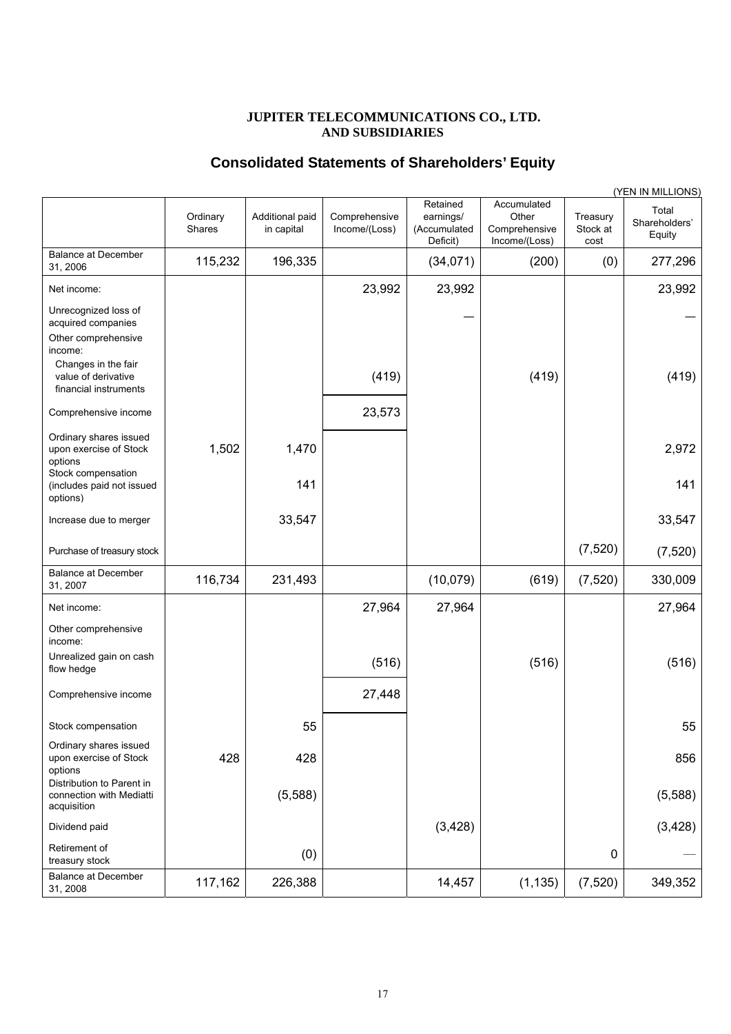**JUPITER TELECOMMUNICATIONS CO., LTD.**
**AND SUBSIDIARIES**

# Consolidated Statements of Shareholders' Equity

(YEN IN MILLIONS)

| | Ordinary Shares | Additional paid in capital | Comprehensive Income/(Loss) | Retained earnings/ (Accumulated Deficit) | Accumulated Other Comprehensive Income/(Loss) | Treasury Stock at cost | Total Shareholders' Equity |
|---|---|---|---|---|---|---|---|
| Balance at December 31, 2006 | 115,232 | 196,335 | | (34,071) | (200) | (0) | 277,296 |
| Net income: | | | 23,992 | 23,992 | | | 23,992 |
| Unrecognized loss of acquired companies | | | | — | | | — |
| Other comprehensive income: | | | | | | | |
| Changes in the fair value of derivative financial instruments | | | (419) | | (419) | | (419) |
| Comprehensive income | | | 23,573 | | | | |
| Ordinary shares issued upon exercise of Stock options | 1,502 | 1,470 | | | | | 2,972 |
| Stock compensation (includes paid not issued options) | | 141 | | | | | 141 |
| Increase due to merger | | 33,547 | | | | | 33,547 |
| Purchase of treasury stock | | | | | | (7,520) | (7,520) |
| Balance at December 31, 2007 | 116,734 | 231,493 | | (10,079) | (619) | (7,520) | 330,009 |
| Net income: | | | 27,964 | 27,964 | | | 27,964 |
| Other comprehensive income: | | | | | | | |
| Unrealized gain on cash flow hedge | | | (516) | | (516) | | (516) |
| Comprehensive income | | | 27,448 | | | | |
| Stock compensation | | 55 | | | | | 55 |
| Ordinary shares issued upon exercise of Stock options | 428 | 428 | | | | | 856 |
| Distribution to Parent in connection with Mediatti acquisition | | (5,588) | | | | | (5,588) |
| Dividend paid | | | | (3,428) | | | (3,428) |
| Retirement of treasury stock | | (0) | | | | 0 | — |
| Balance at December 31, 2008 | 117,162 | 226,388 | | 14,457 | (1,135) | (7,520) | 349,352 |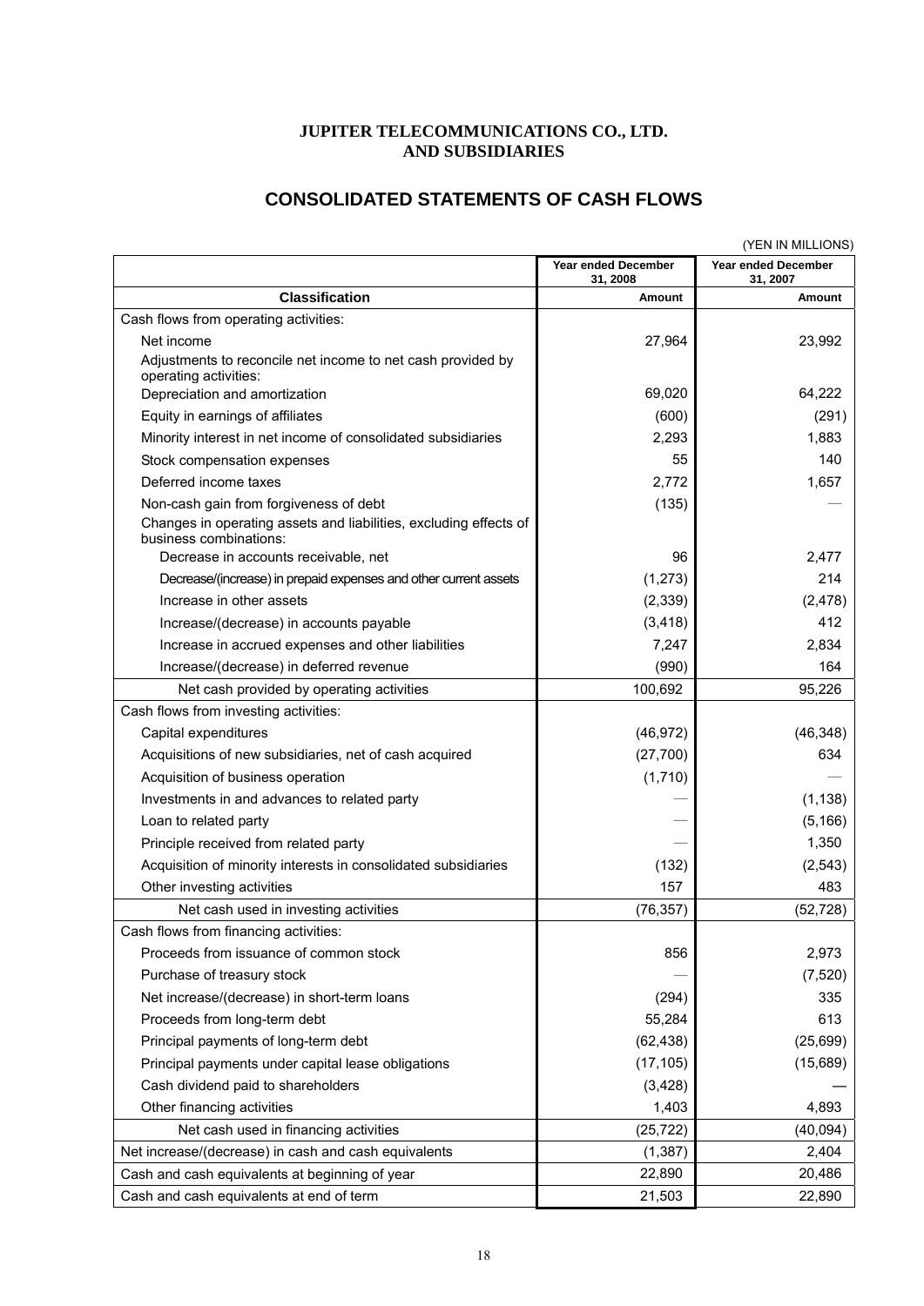**JUPITER TELECOMMUNICATIONS CO., LTD.**
**AND SUBSIDIARIES**

## CONSOLIDATED STATEMENTS OF CASH FLOWS

(YEN IN MILLIONS)

| | Year ended December 31, 2008 | Year ended December 31, 2007 |
|---|---|---|
| **Classification** | **Amount** | **Amount** |
| Cash flows from operating activities: | | |
| Net income | 27,964 | 23,992 |
| Adjustments to reconcile net income to net cash provided by operating activities: | | |
| Depreciation and amortization | 69,020 | 64,222 |
| Equity in earnings of affiliates | (600) | (291) |
| Minority interest in net income of consolidated subsidiaries | 2,293 | 1,883 |
| Stock compensation expenses | 55 | 140 |
| Deferred income taxes | 2,772 | 1,657 |
| Non-cash gain from forgiveness of debt | (135) | — |
| Changes in operating assets and liabilities, excluding effects of business combinations: | | |
| Decrease in accounts receivable, net | 96 | 2,477 |
| Decrease/(increase) in prepaid expenses and other current assets | (1,273) | 214 |
| Increase in other assets | (2,339) | (2,478) |
| Increase/(decrease) in accounts payable | (3,418) | 412 |
| Increase in accrued expenses and other liabilities | 7,247 | 2,834 |
| Increase/(decrease) in deferred revenue | (990) | 164 |
| Net cash provided by operating activities | 100,692 | 95,226 |
| Cash flows from investing activities: | | |
| Capital expenditures | (46,972) | (46,348) |
| Acquisitions of new subsidiaries, net of cash acquired | (27,700) | 634 |
| Acquisition of business operation | (1,710) | — |
| Investments in and advances to related party | — | (1,138) |
| Loan to related party | — | (5,166) |
| Principle received from related party | — | 1,350 |
| Acquisition of minority interests in consolidated subsidiaries | (132) | (2,543) |
| Other investing activities | 157 | 483 |
| Net cash used in investing activities | (76,357) | (52,728) |
| Cash flows from financing activities: | | |
| Proceeds from issuance of common stock | 856 | 2,973 |
| Purchase of treasury stock | — | (7,520) |
| Net increase/(decrease) in short-term loans | (294) | 335 |
| Proceeds from long-term debt | 55,284 | 613 |
| Principal payments of long-term debt | (62,438) | (25,699) |
| Principal payments under capital lease obligations | (17,105) | (15,689) |
| Cash dividend paid to shareholders | (3,428) | — |
| Other financing activities | 1,403 | 4,893 |
| Net cash used in financing activities | (25,722) | (40,094) |
| Net increase/(decrease) in cash and cash equivalents | (1,387) | 2,404 |
| Cash and cash equivalents at beginning of year | 22,890 | 20,486 |
| Cash and cash equivalents at end of term | 21,503 | 22,890 |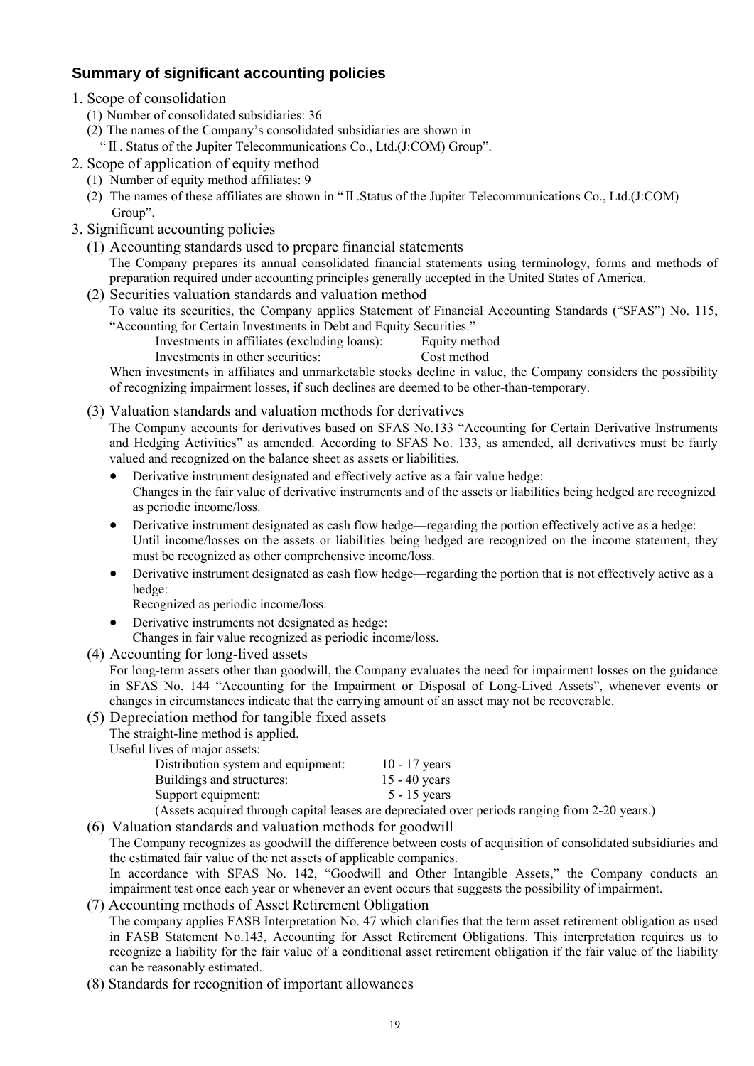## Summary of significant accounting policies

1. Scope of consolidation
   (1) Number of consolidated subsidiaries: 36
   (2) The names of the Company's consolidated subsidiaries are shown in "Ⅱ. Status of the Jupiter Telecommunications Co., Ltd.(J:COM) Group".
2. Scope of application of equity method
   (1) Number of equity method affiliates: 9
   (2) The names of these affiliates are shown in "Ⅱ.Status of the Jupiter Telecommunications Co., Ltd.(J:COM) Group".
3. Significant accounting policies
   (1) Accounting standards used to prepare financial statements
   The Company prepares its annual consolidated financial statements using terminology, forms and methods of preparation required under accounting principles generally accepted in the United States of America.
   (2) Securities valuation standards and valuation method
   To value its securities, the Company applies Statement of Financial Accounting Standards ("SFAS") No. 115, "Accounting for Certain Investments in Debt and Equity Securities."

   | | |
   |---|---|
   | Investments in affiliates (excluding loans): | Equity method |
   | Investments in other securities: | Cost method |

   When investments in affiliates and unmarketable stocks decline in value, the Company considers the possibility of recognizing impairment losses, if such declines are deemed to be other-than-temporary.
   (3) Valuation standards and valuation methods for derivatives
   The Company accounts for derivatives based on SFAS No.133 "Accounting for Certain Derivative Instruments and Hedging Activities" as amended. According to SFAS No. 133, as amended, all derivatives must be fairly valued and recognized on the balance sheet as assets or liabilities.
   - Derivative instrument designated and effectively active as a fair value hedge:
     Changes in the fair value of derivative instruments and of the assets or liabilities being hedged are recognized as periodic income/loss.
   - Derivative instrument designated as cash flow hedge—regarding the portion effectively active as a hedge:
     Until income/losses on the assets or liabilities being hedged are recognized on the income statement, they must be recognized as other comprehensive income/loss.
   - Derivative instrument designated as cash flow hedge—regarding the portion that is not effectively active as a hedge:
     Recognized as periodic income/loss.
   - Derivative instruments not designated as hedge:
     Changes in fair value recognized as periodic income/loss.

   (4) Accounting for long-lived assets
   For long-term assets other than goodwill, the Company evaluates the need for impairment losses on the guidance in SFAS No. 144 "Accounting for the Impairment or Disposal of Long-Lived Assets", whenever events or changes in circumstances indicate that the carrying amount of an asset may not be recoverable.
   (5) Depreciation method for tangible fixed assets
   The straight-line method is applied.
   Useful lives of major assets:

   | | |
   |---|---|
   | Distribution system and equipment: | 10 - 17 years |
   | Buildings and structures: | 15 - 40 years |
   | Support equipment: | 5 - 15 years |

   (Assets acquired through capital leases are depreciated over periods ranging from 2-20 years.)
   (6) Valuation standards and valuation methods for goodwill
   The Company recognizes as goodwill the difference between costs of acquisition of consolidated subsidiaries and the estimated fair value of the net assets of applicable companies.
   In accordance with SFAS No. 142, "Goodwill and Other Intangible Assets," the Company conducts an impairment test once each year or whenever an event occurs that suggests the possibility of impairment.
   (7) Accounting methods of Asset Retirement Obligation
   The company applies FASB Interpretation No. 47 which clarifies that the term asset retirement obligation as used in FASB Statement No.143, Accounting for Asset Retirement Obligations. This interpretation requires us to recognize a liability for the fair value of a conditional asset retirement obligation if the fair value of the liability can be reasonably estimated.
   (8) Standards for recognition of important allowances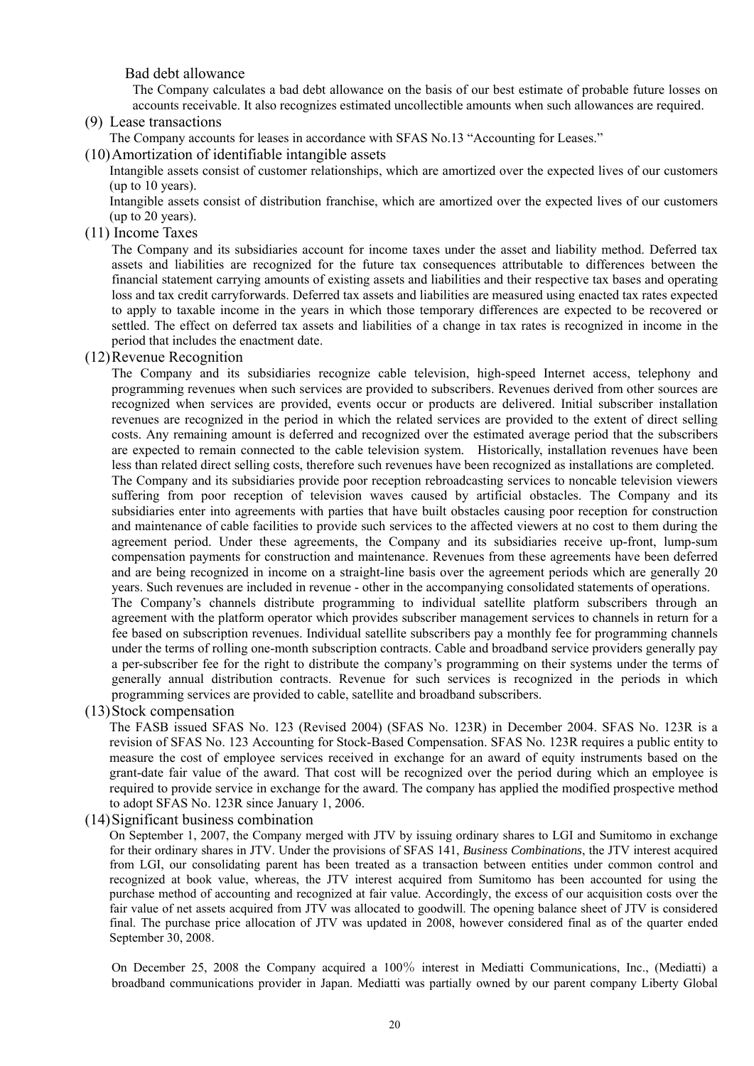Bad debt allowance

The Company calculates a bad debt allowance on the basis of our best estimate of probable future losses on accounts receivable. It also recognizes estimated uncollectible amounts when such allowances are required.

(9) Lease transactions

The Company accounts for leases in accordance with SFAS No.13 "Accounting for Leases."

(10) Amortization of identifiable intangible assets

Intangible assets consist of customer relationships, which are amortized over the expected lives of our customers (up to 10 years).

Intangible assets consist of distribution franchise, which are amortized over the expected lives of our customers (up to 20 years).

(11) Income Taxes

The Company and its subsidiaries account for income taxes under the asset and liability method. Deferred tax assets and liabilities are recognized for the future tax consequences attributable to differences between the financial statement carrying amounts of existing assets and liabilities and their respective tax bases and operating loss and tax credit carryforwards. Deferred tax assets and liabilities are measured using enacted tax rates expected to apply to taxable income in the years in which those temporary differences are expected to be recovered or settled. The effect on deferred tax assets and liabilities of a change in tax rates is recognized in income in the period that includes the enactment date.

(12) Revenue Recognition

The Company and its subsidiaries recognize cable television, high-speed Internet access, telephony and programming revenues when such services are provided to subscribers. Revenues derived from other sources are recognized when services are provided, events occur or products are delivered. Initial subscriber installation revenues are recognized in the period in which the related services are provided to the extent of direct selling costs. Any remaining amount is deferred and recognized over the estimated average period that the subscribers are expected to remain connected to the cable television system. Historically, installation revenues have been less than related direct selling costs, therefore such revenues have been recognized as installations are completed.

The Company and its subsidiaries provide poor reception rebroadcasting services to noncable television viewers suffering from poor reception of television waves caused by artificial obstacles. The Company and its subsidiaries enter into agreements with parties that have built obstacles causing poor reception for construction and maintenance of cable facilities to provide such services to the affected viewers at no cost to them during the agreement period. Under these agreements, the Company and its subsidiaries receive up-front, lump-sum compensation payments for construction and maintenance. Revenues from these agreements have been deferred and are being recognized in income on a straight-line basis over the agreement periods which are generally 20 years. Such revenues are included in revenue - other in the accompanying consolidated statements of operations.

The Company's channels distribute programming to individual satellite platform subscribers through an agreement with the platform operator which provides subscriber management services to channels in return for a fee based on subscription revenues. Individual satellite subscribers pay a monthly fee for programming channels under the terms of rolling one-month subscription contracts. Cable and broadband service providers generally pay a per-subscriber fee for the right to distribute the company's programming on their systems under the terms of generally annual distribution contracts. Revenue for such services is recognized in the periods in which programming services are provided to cable, satellite and broadband subscribers.

(13) Stock compensation

The FASB issued SFAS No. 123 (Revised 2004) (SFAS No. 123R) in December 2004. SFAS No. 123R is a revision of SFAS No. 123 Accounting for Stock-Based Compensation. SFAS No. 123R requires a public entity to measure the cost of employee services received in exchange for an award of equity instruments based on the grant-date fair value of the award. That cost will be recognized over the period during which an employee is required to provide service in exchange for the award. The company has applied the modified prospective method to adopt SFAS No. 123R since January 1, 2006.

(14) Significant business combination

On September 1, 2007, the Company merged with JTV by issuing ordinary shares to LGI and Sumitomo in exchange for their ordinary shares in JTV. Under the provisions of SFAS 141, *Business Combinations*, the JTV interest acquired from LGI, our consolidating parent has been treated as a transaction between entities under common control and recognized at book value, whereas, the JTV interest acquired from Sumitomo has been accounted for using the purchase method of accounting and recognized at fair value. Accordingly, the excess of our acquisition costs over the fair value of net assets acquired from JTV was allocated to goodwill. The opening balance sheet of JTV is considered final. The purchase price allocation of JTV was updated in 2008, however considered final as of the quarter ended September 30, 2008.

On December 25, 2008 the Company acquired a 100% interest in Mediatti Communications, Inc., (Mediatti) a broadband communications provider in Japan. Mediatti was partially owned by our parent company Liberty Global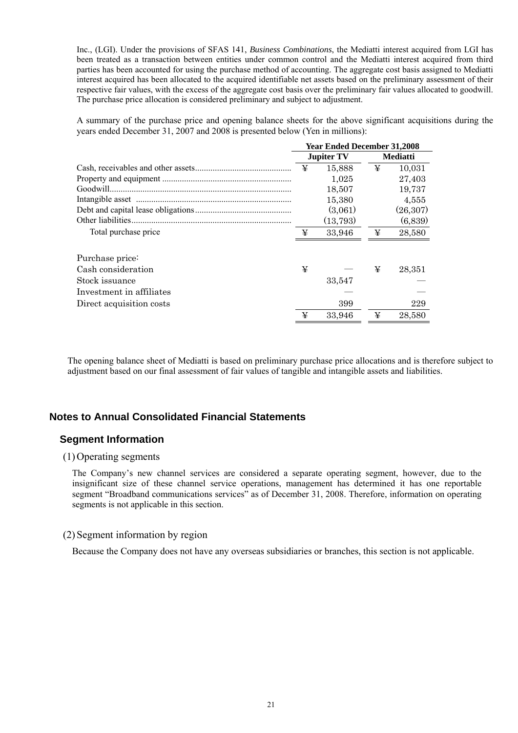Inc., (LGI). Under the provisions of SFAS 141, *Business Combinations*, the Mediatti interest acquired from LGI has been treated as a transaction between entities under common control and the Mediatti interest acquired from third parties has been accounted for using the purchase method of accounting. The aggregate cost basis assigned to Mediatti interest acquired has been allocated to the acquired identifiable net assets based on the preliminary assessment of their respective fair values, with the excess of the aggregate cost basis over the preliminary fair values allocated to goodwill. The purchase price allocation is considered preliminary and subject to adjustment.

A summary of the purchase price and opening balance sheets for the above significant acquisitions during the years ended December 31, 2007 and 2008 is presented below (Yen in millions):

| | Year Ended December 31,2008 | |
|---|---|---|
| | Jupiter TV | Mediatti |
| Cash, receivables and other assets | ¥ 15,888 | ¥ 10,031 |
| Property and equipment | 1,025 | 27,403 |
| Goodwill | 18,507 | 19,737 |
| Intangible asset | 15,380 | 4,555 |
| Debt and capital lease obligations | (3,061) | (26,307) |
| Other liabilities | (13,793) | (6,839) |
| Total purchase price | ¥ 33,946 | ¥ 28,580 |
| | | |
| Purchase price: | | |
| Cash consideration | ¥ — | ¥ 28,351 |
| Stock issuance | 33,547 | — |
| Investment in affiliates | — | — |
| Direct acquisition costs | 399 | 229 |
| | ¥ 33,946 | ¥ 28,580 |

The opening balance sheet of Mediatti is based on preliminary purchase price allocations and is therefore subject to adjustment based on our final assessment of fair values of tangible and intangible assets and liabilities.

## Notes to Annual Consolidated Financial Statements

### Segment Information

(1) Operating segments

The Company's new channel services are considered a separate operating segment, however, due to the insignificant size of these channel service operations, management has determined it has one reportable segment "Broadband communications services" as of December 31, 2008. Therefore, information on operating segments is not applicable in this section.

(2) Segment information by region

Because the Company does not have any overseas subsidiaries or branches, this section is not applicable.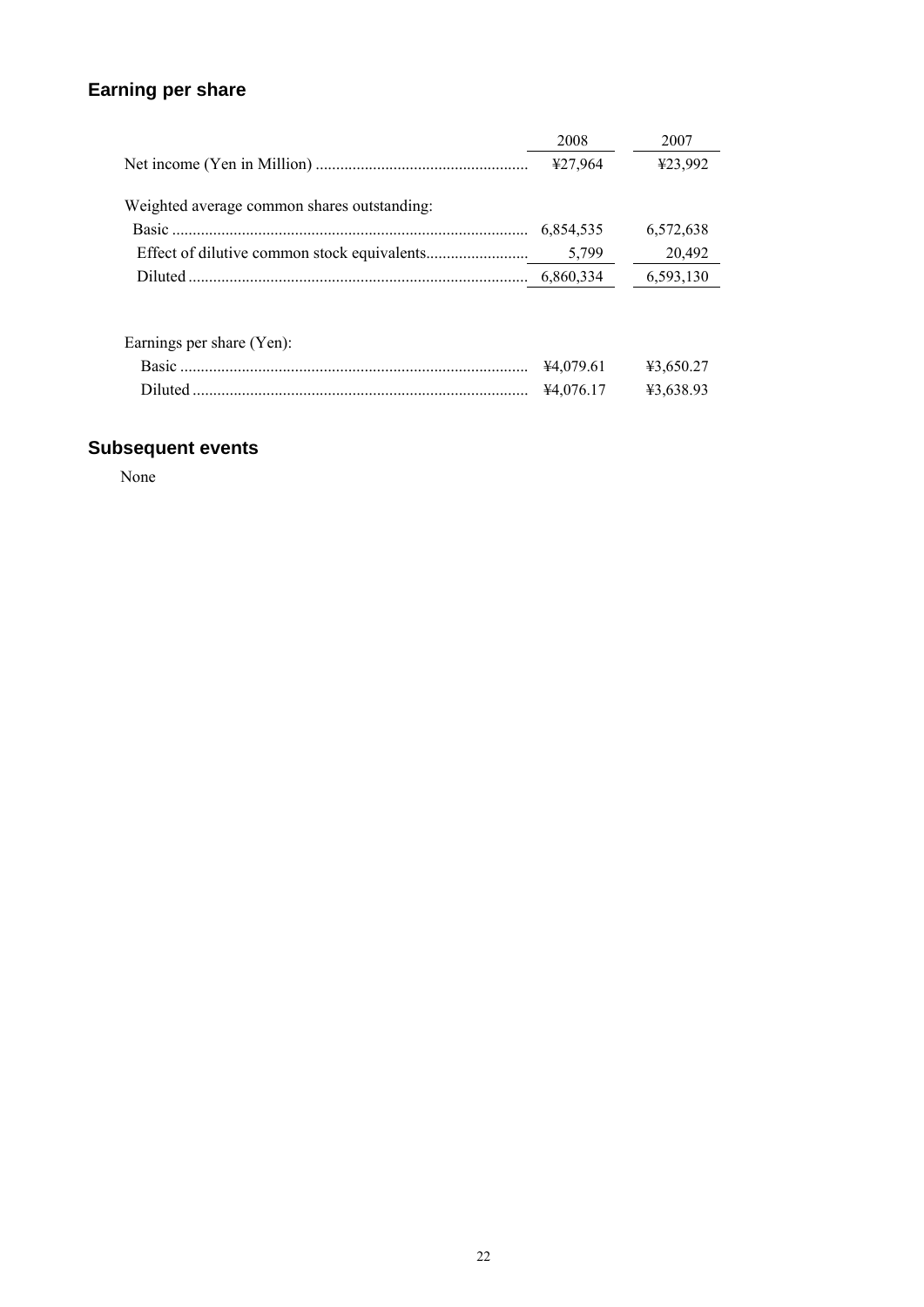## Earning per share

| | 2008 | 2007 |
|---|---|---|
| Net income (Yen in Million) | ¥27,964 | ¥23,992 |
| Weighted average common shares outstanding: | | |
| Basic | 6,854,535 | 6,572,638 |
| Effect of dilutive common stock equivalents | 5,799 | 20,492 |
| Diluted | 6,860,334 | 6,593,130 |
| Earnings per share (Yen): | | |
| Basic | ¥4,079.61 | ¥3,650.27 |
| Diluted | ¥4,076.17 | ¥3,638.93 |

## Subsequent events

None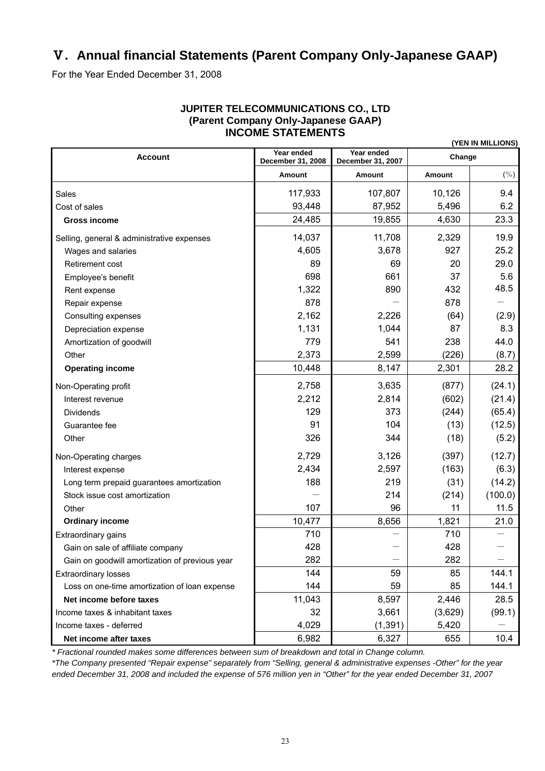# Ⅴ. Annual financial Statements (Parent Company Only-Japanese GAAP)

For the Year Ended December 31, 2008

**JUPITER TELECOMMUNICATIONS CO., LTD**
**(Parent Company Only-Japanese GAAP)**
**INCOME STATEMENTS**

**(YEN IN MILLIONS)**

| Account | Year ended December 31, 2008 | Year ended December 31, 2007 | Change | |
|---|---|---|---|---|
| | Amount | Amount | Amount | (%) |
| Sales | 117,933 | 107,807 | 10,126 | 9.4 |
| Cost of sales | 93,448 | 87,952 | 5,496 | 6.2 |
| **Gross income** | 24,485 | 19,855 | 4,630 | 23.3 |
| Selling, general & administrative expenses | 14,037 | 11,708 | 2,329 | 19.9 |
| Wages and salaries | 4,605 | 3,678 | 927 | 25.2 |
| Retirement cost | 89 | 69 | 20 | 29.0 |
| Employee's benefit | 698 | 661 | 37 | 5.6 |
| Rent expense | 1,322 | 890 | 432 | 48.5 |
| Repair expense | 878 | — | 878 | — |
| Consulting expenses | 2,162 | 2,226 | (64) | (2.9) |
| Depreciation expense | 1,131 | 1,044 | 87 | 8.3 |
| Amortization of goodwill | 779 | 541 | 238 | 44.0 |
| Other | 2,373 | 2,599 | (226) | (8.7) |
| **Operating income** | 10,448 | 8,147 | 2,301 | 28.2 |
| Non-Operating profit | 2,758 | 3,635 | (877) | (24.1) |
| Interest revenue | 2,212 | 2,814 | (602) | (21.4) |
| Dividends | 129 | 373 | (244) | (65.4) |
| Guarantee fee | 91 | 104 | (13) | (12.5) |
| Other | 326 | 344 | (18) | (5.2) |
| Non-Operating charges | 2,729 | 3,126 | (397) | (12.7) |
| Interest expense | 2,434 | 2,597 | (163) | (6.3) |
| Long term prepaid guarantees amortization | 188 | 219 | (31) | (14.2) |
| Stock issue cost amortization | — | 214 | (214) | (100.0) |
| Other | 107 | 96 | 11 | 11.5 |
| **Ordinary income** | 10,477 | 8,656 | 1,821 | 21.0 |
| Extraordinary gains | 710 | — | 710 | — |
| Gain on sale of affiliate company | 428 | — | 428 | — |
| Gain on goodwill amortization of previous year | 282 | — | 282 | — |
| Extraordinary losses | 144 | 59 | 85 | 144.1 |
| Loss on one-time amortization of loan expense | 144 | 59 | 85 | 144.1 |
| **Net income before taxes** | 11,043 | 8,597 | 2,446 | 28.5 |
| Income taxes & inhabitant taxes | 32 | 3,661 | (3,629) | (99.1) |
| Income taxes - deferred | 4,029 | (1,391) | 5,420 | — |
| **Net income after taxes** | 6,982 | 6,327 | 655 | 10.4 |

*\* Fractional rounded makes some differences between sum of breakdown and total in Change column.*

*\*The Company presented "Repair expense" separately from "Selling, general & administrative expenses -Other" for the year ended December 31, 2008 and included the expense of 576 million yen in "Other" for the year ended December 31, 2007*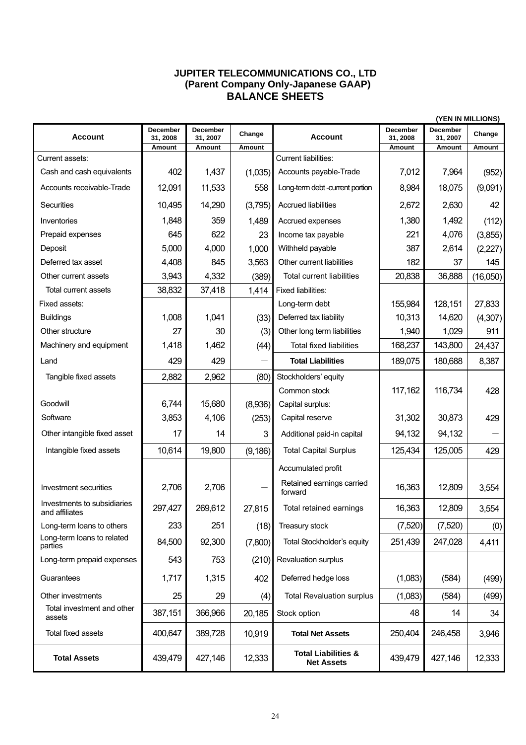# JUPITER TELECOMMUNICATIONS CO., LTD
## (Parent Company Only-Japanese GAAP)
## BALANCE SHEETS

(YEN IN MILLIONS)

| Account | December 31, 2008 Amount | December 31, 2007 Amount | Change Amount | Account | December 31, 2008 Amount | December 31, 2007 Amount | Change Amount |
|---|---|---|---|---|---|---|---|
| Current assets: | | | | Current liabilities: | | | |
| Cash and cash equivalents | 402 | 1,437 | (1,035) | Accounts payable-Trade | 7,012 | 7,964 | (952) |
| Accounts receivable-Trade | 12,091 | 11,533 | 558 | Long-term debt -current portion | 8,984 | 18,075 | (9,091) |
| Securities | 10,495 | 14,290 | (3,795) | Accrued liabilities | 2,672 | 2,630 | 42 |
| Inventories | 1,848 | 359 | 1,489 | Accrued expenses | 1,380 | 1,492 | (112) |
| Prepaid expenses | 645 | 622 | 23 | Income tax payable | 221 | 4,076 | (3,855) |
| Deposit | 5,000 | 4,000 | 1,000 | Withheld payable | 387 | 2,614 | (2,227) |
| Deferred tax asset | 4,408 | 845 | 3,563 | Other current liabilities | 182 | 37 | 145 |
| Other current assets | 3,943 | 4,332 | (389) | Total current liabilities | 20,838 | 36,888 | (16,050) |
| Total current assets | 38,832 | 37,418 | 1,414 | Fixed liabilities: | | | |
| Fixed assets: | | | | Long-term debt | 155,984 | 128,151 | 27,833 |
| Buildings | 1,008 | 1,041 | (33) | Deferred tax liability | 10,313 | 14,620 | (4,307) |
| Other structure | 27 | 30 | (3) | Other long term liabilities | 1,940 | 1,029 | 911 |
| Machinery and equipment | 1,418 | 1,462 | (44) | Total fixed liabilities | 168,237 | 143,800 | 24,437 |
| Land | 429 | 429 | — | **Total Liabilities** | 189,075 | 180,688 | 8,387 |
| Tangible fixed assets | 2,882 | 2,962 | (80) | Stockholders' equity | | | |
| | | | | Common stock | 117,162 | 116,734 | 428 |
| Goodwill | 6,744 | 15,680 | (8,936) | Capital surplus: | | | |
| Software | 3,853 | 4,106 | (253) | Capital reserve | 31,302 | 30,873 | 429 |
| Other intangible fixed asset | 17 | 14 | 3 | Additional paid-in capital | 94,132 | 94,132 | — |
| Intangible fixed assets | 10,614 | 19,800 | (9,186) | Total Capital Surplus | 125,434 | 125,005 | 429 |
| | | | | Accumulated profit | | | |
| Investment securities | 2,706 | 2,706 | — | Retained earnings carried forward | 16,363 | 12,809 | 3,554 |
| Investments to subsidiaries and affiliates | 297,427 | 269,612 | 27,815 | Total retained earnings | 16,363 | 12,809 | 3,554 |
| Long-term loans to others | 233 | 251 | (18) | Treasury stock | (7,520) | (7,520) | (0) |
| Long-term loans to related parties | 84,500 | 92,300 | (7,800) | Total Stockholder's equity | 251,439 | 247,028 | 4,411 |
| Long-term prepaid expenses | 543 | 753 | (210) | Revaluation surplus | | | |
| Guarantees | 1,717 | 1,315 | 402 | Deferred hedge loss | (1,083) | (584) | (499) |
| Other investments | 25 | 29 | (4) | Total Revaluation surplus | (1,083) | (584) | (499) |
| Total investment and other assets | 387,151 | 366,966 | 20,185 | Stock option | 48 | 14 | 34 |
| Total fixed assets | 400,647 | 389,728 | 10,919 | **Total Net Assets** | 250,404 | 246,458 | 3,946 |
| **Total Assets** | 439,479 | 427,146 | 12,333 | **Total Liabilities & Net Assets** | 439,479 | 427,146 | 12,333 |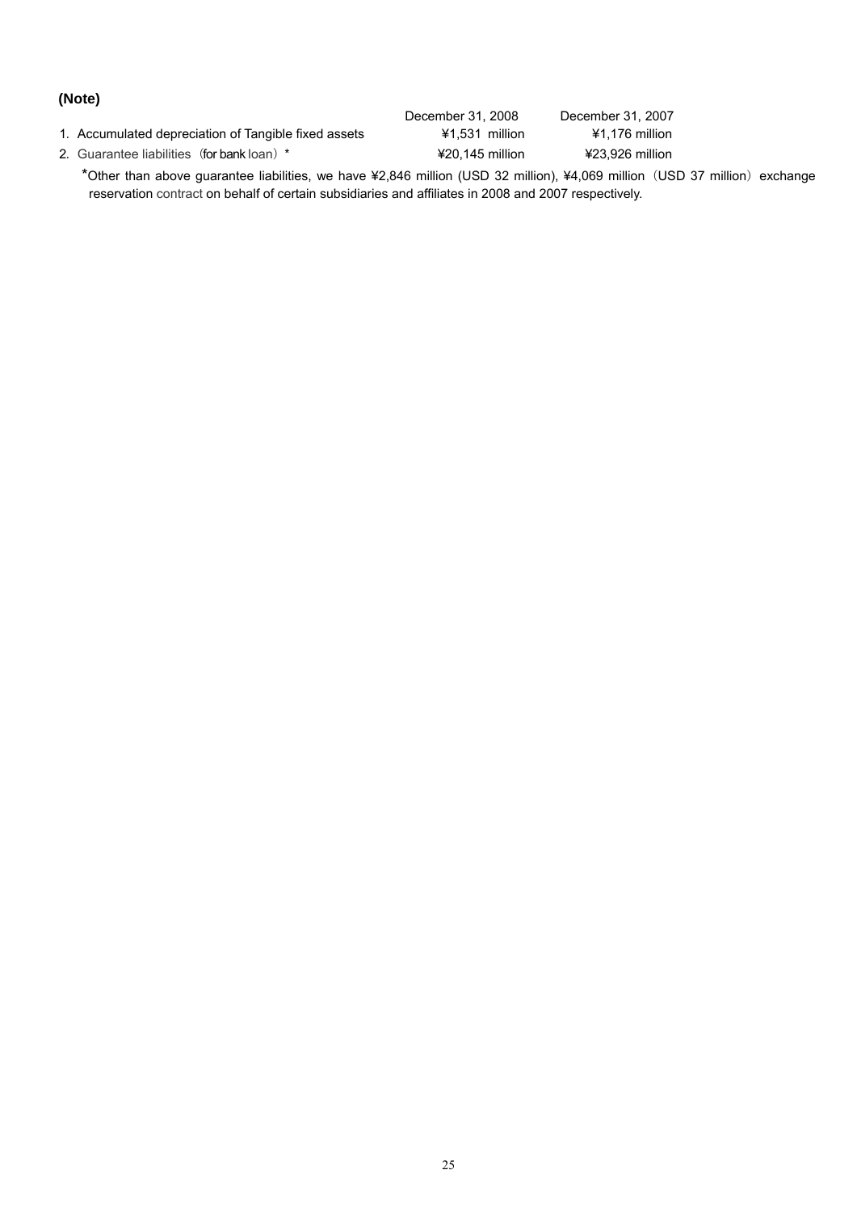**(Note)**

| | December 31, 2008 | December 31, 2007 |
|---|---|---|
| 1. Accumulated depreciation of Tangible fixed assets | ¥1,531 million | ¥1,176 million |
| 2. Guarantee liabilities（for bank loan）* | ¥20,145 million | ¥23,926 million |

*Other than above guarantee liabilities, we have ¥2,846 million (USD 32 million), ¥4,069 million（USD 37 million）exchange reservation contract on behalf of certain subsidiaries and affiliates in 2008 and 2007 respectively.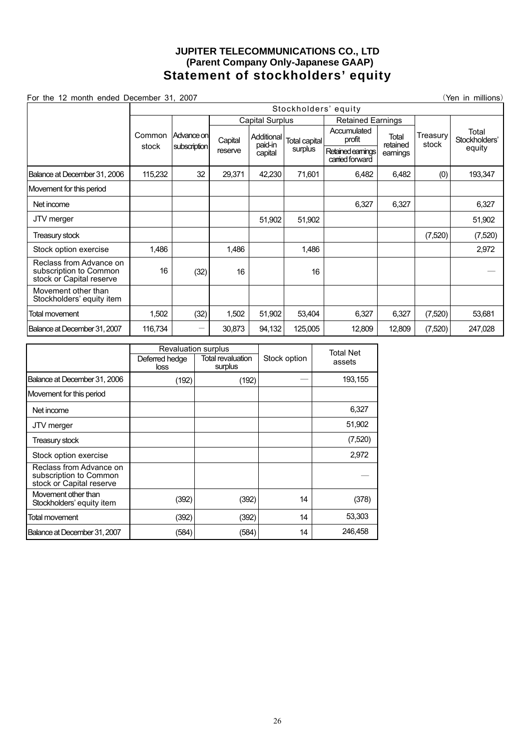# JUPITER TELECOMMUNICATIONS CO., LTD
## (Parent Company Only-Japanese GAAP)
## Statement of stockholders' equity

For the 12 month ended December 31, 2007 (Yen in millions)

| | Stockholders' equity | | | | | | | | |
|---|---|---|---|---|---|---|---|---|---|
| | | | Capital Surplus | | | Retained Earnings | | | |
| | Common stock | Advance on subscription | Capital reserve | Additional paid-in capital | Total capital surplus | Accumulated profit / Retained earnings carried forward | Total retained earnings | Treasury stock | Total Stockholders' equity |
| Balance at December 31, 2006 | 115,232 | 32 | 29,371 | 42,230 | 71,601 | 6,482 | 6,482 | (0) | 193,347 |
| Movement for this period | | | | | | | | | |
| Net income | | | | | | 6,327 | 6,327 | | 6,327 |
| JTV merger | | | | 51,902 | 51,902 | | | | 51,902 |
| Treasury stock | | | | | | | | (7,520) | (7,520) |
| Stock option exercise | 1,486 | | 1,486 | | 1,486 | | | | 2,972 |
| Reclass from Advance on subscription to Common stock or Capital reserve | 16 | (32) | 16 | | 16 | | | | — |
| Movement other than Stockholders' equity item | | | | | | | | | |
| Total movement | 1,502 | (32) | 1,502 | 51,902 | 53,404 | 6,327 | 6,327 | (7,520) | 53,681 |
| Balance at December 31, 2007 | 116,734 | — | 30,873 | 94,132 | 125,005 | 12,809 | 12,809 | (7,520) | 247,028 |

| | Revaluation surplus | | Stock option | Total Net assets |
|---|---|---|---|---|
| | Deferred hedge loss | Total revaluation surplus | | |
| Balance at December 31, 2006 | (192) | (192) | — | 193,155 |
| Movement for this period | | | | |
| Net income | | | | 6,327 |
| JTV merger | | | | 51,902 |
| Treasury stock | | | | (7,520) |
| Stock option exercise | | | | 2,972 |
| Reclass from Advance on subscription to Common stock or Capital reserve | | | | — |
| Movement other than Stockholders' equity item | (392) | (392) | 14 | (378) |
| Total movement | (392) | (392) | 14 | 53,303 |
| Balance at December 31, 2007 | (584) | (584) | 14 | 246,458 |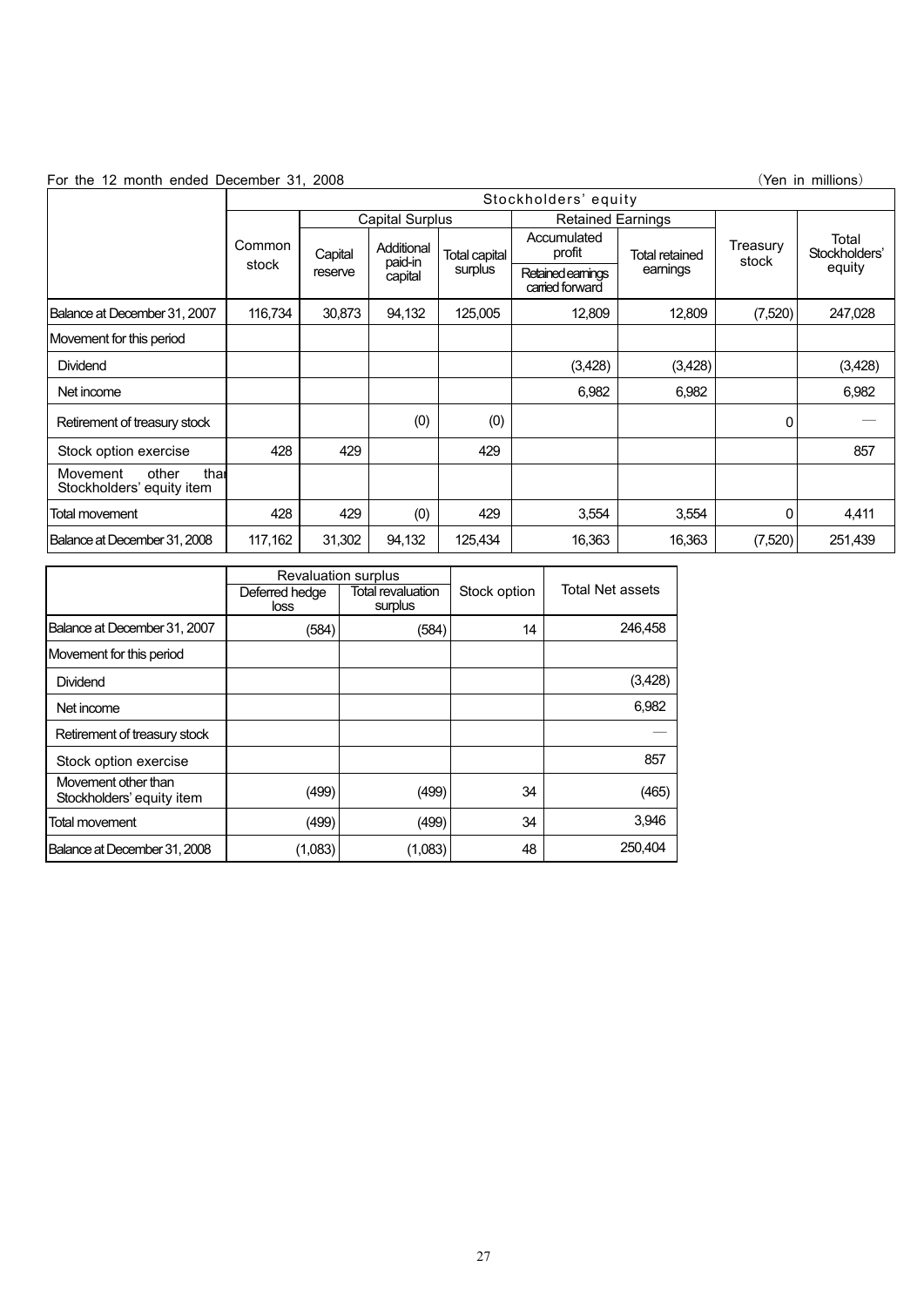For the 12 month ended December 31, 2008 (Yen in millions)

| | Stockholders' equity | | | | | | | |
|---|---|---|---|---|---|---|---|---|
| | Common stock | Capital Surplus | | | Retained Earnings | | Treasury stock | Total Stockholders' equity |
| | | Capital reserve | Additional paid-in capital | Total capital surplus | Accumulated profit<br>Retained earnings carried forward | Total retained earnings | | |
| Balance at December 31, 2007 | 116,734 | 30,873 | 94,132 | 125,005 | 12,809 | 12,809 | (7,520) | 247,028 |
| Movement for this period | | | | | | | | |
| Dividend | | | | | (3,428) | (3,428) | | (3,428) |
| Net income | | | | | 6,982 | 6,982 | | 6,982 |
| Retirement of treasury stock | | | (0) | (0) | | | 0 | — |
| Stock option exercise | 428 | 429 | | 429 | | | | 857 |
| Movement other than Stockholders' equity item | | | | | | | | |
| Total movement | 428 | 429 | (0) | 429 | 3,554 | 3,554 | 0 | 4,411 |
| Balance at December 31, 2008 | 117,162 | 31,302 | 94,132 | 125,434 | 16,363 | 16,363 | (7,520) | 251,439 |

| | Revaluation surplus | | Stock option | Total Net assets |
|---|---|---|---|---|
| | Deferred hedge loss | Total revaluation surplus | | |
| Balance at December 31, 2007 | (584) | (584) | 14 | 246,458 |
| Movement for this period | | | | |
| Dividend | | | | (3,428) |
| Net income | | | | 6,982 |
| Retirement of treasury stock | | | | — |
| Stock option exercise | | | | 857 |
| Movement other than Stockholders' equity item | (499) | (499) | 34 | (465) |
| Total movement | (499) | (499) | 34 | 3,946 |
| Balance at December 31, 2008 | (1,083) | (1,083) | 48 | 250,404 |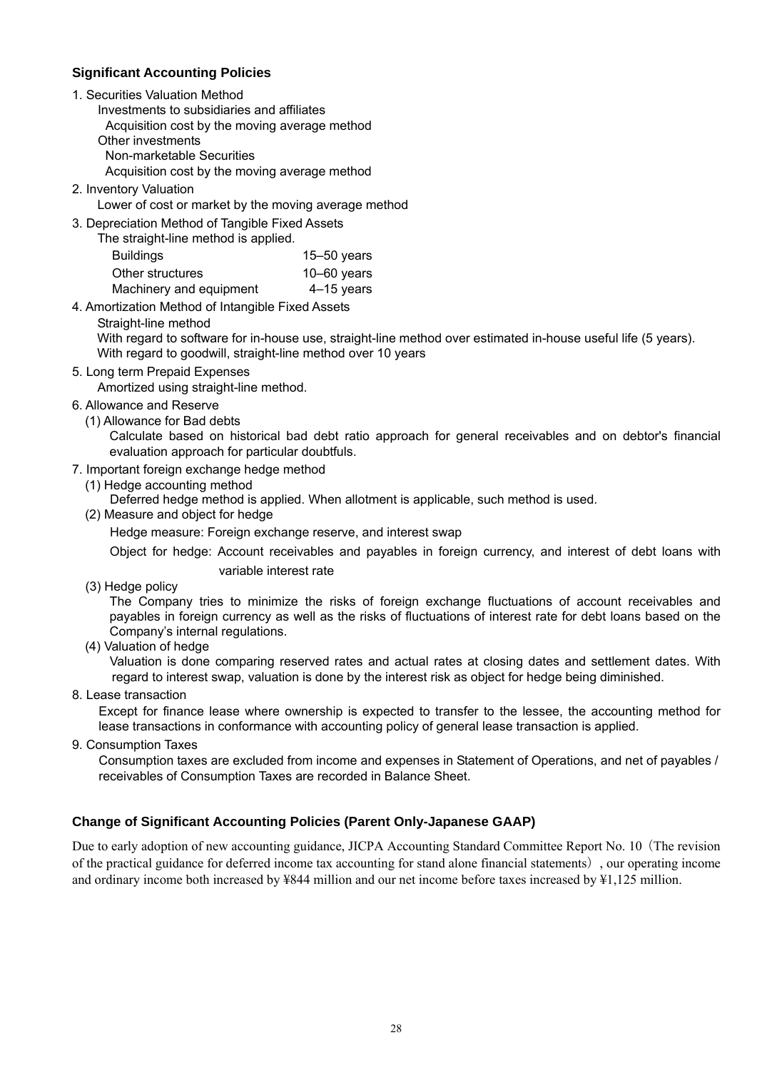## Significant Accounting Policies

1. Securities Valuation Method
   - Investments to subsidiaries and affiliates
     - Acquisition cost by the moving average method
   - Other investments
     - Non-marketable Securities
       - Acquisition cost by the moving average method
2. Inventory Valuation
   - Lower of cost or market by the moving average method
3. Depreciation Method of Tangible Fixed Assets
   - The straight-line method is applied.

| | |
|---|---|
| Buildings | 15–50 years |
| Other structures | 10–60 years |
| Machinery and equipment | 4–15 years |

4. Amortization Method of Intangible Fixed Assets
   - Straight-line method
   - With regard to software for in-house use, straight-line method over estimated in-house useful life (5 years).
   - With regard to goodwill, straight-line method over 10 years
5. Long term Prepaid Expenses
   - Amortized using straight-line method.
6. Allowance and Reserve
   - (1) Allowance for Bad debts
     - Calculate based on historical bad debt ratio approach for general receivables and on debtor's financial evaluation approach for particular doubtfuls.
7. Important foreign exchange hedge method
   - (1) Hedge accounting method
     - Deferred hedge method is applied. When allotment is applicable, such method is used.
   - (2) Measure and object for hedge
     - Hedge measure: Foreign exchange reserve, and interest swap
     - Object for hedge: Account receivables and payables in foreign currency, and interest of debt loans with variable interest rate
   - (3) Hedge policy
     - The Company tries to minimize the risks of foreign exchange fluctuations of account receivables and payables in foreign currency as well as the risks of fluctuations of interest rate for debt loans based on the Company's internal regulations.
   - (4) Valuation of hedge
     - Valuation is done comparing reserved rates and actual rates at closing dates and settlement dates. With regard to interest swap, valuation is done by the interest risk as object for hedge being diminished.
8. Lease transaction
   - Except for finance lease where ownership is expected to transfer to the lessee, the accounting method for lease transactions in conformance with accounting policy of general lease transaction is applied.
9. Consumption Taxes
   - Consumption taxes are excluded from income and expenses in Statement of Operations, and net of payables / receivables of Consumption Taxes are recorded in Balance Sheet.

## Change of Significant Accounting Policies (Parent Only-Japanese GAAP)

Due to early adoption of new accounting guidance, JICPA Accounting Standard Committee Report No. 10（The revision of the practical guidance for deferred income tax accounting for stand alone financial statements）, our operating income and ordinary income both increased by ¥844 million and our net income before taxes increased by ¥1,125 million.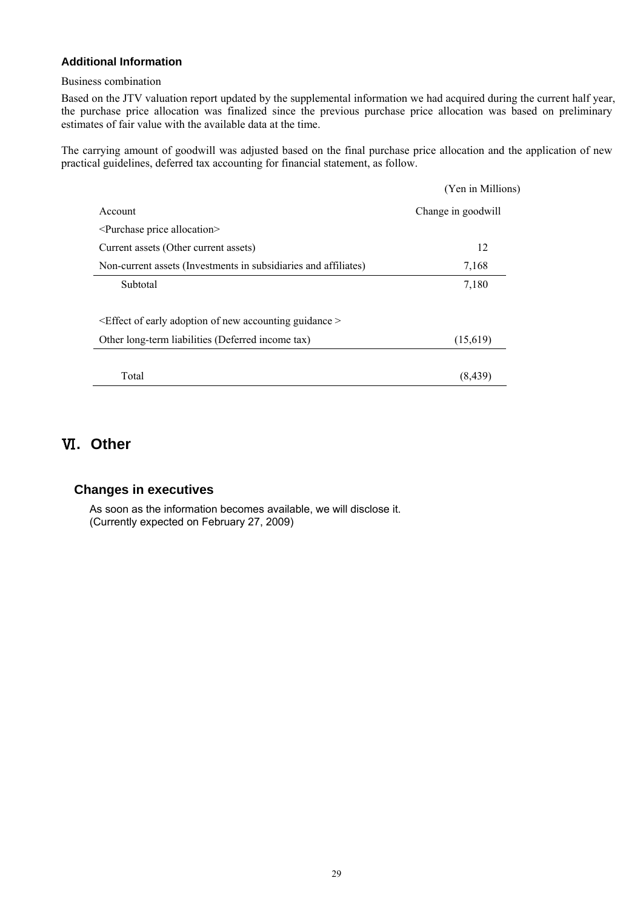### Additional Information

Business combination

Based on the JTV valuation report updated by the supplemental information we had acquired during the current half year, the purchase price allocation was finalized since the previous purchase price allocation was based on preliminary estimates of fair value with the available data at the time.

The carrying amount of goodwill was adjusted based on the final purchase price allocation and the application of new practical guidelines, deferred tax accounting for financial statement, as follow.

(Yen in Millions)

| Account | Change in goodwill |
|---|---|
| <Purchase price allocation> | |
| Current assets (Other current assets) | 12 |
| Non-current assets (Investments in subsidiaries and affiliates) | 7,168 |
| Subtotal | 7,180 |
| | |
| <Effect of early adoption of new accounting guidance > | |
| Other long-term liabilities (Deferred income tax) | (15,619) |
| | |
| Total | (8,439) |

## Ⅵ. Other

### Changes in executives

As soon as the information becomes available, we will disclose it.
(Currently expected on February 27, 2009)